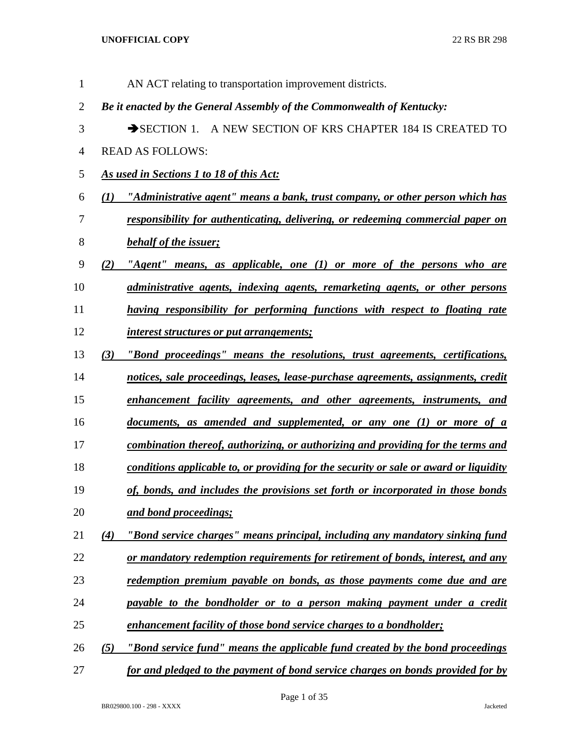AN ACT relating to transportation improvement districts.

***Be it enacted by the General Assembly of the Commonwealth of Kentucky:***

➔SECTION 1. A NEW SECTION OF KRS CHAPTER 184 IS CREATED TO READ AS FOLLOWS:

***As used in Sections 1 to 18 of this Act:***

***(1) "Administrative agent" means a bank, trust company, or other person which has responsibility for authenticating, delivering, or redeeming commercial paper on behalf of the issuer;***

***(2) "Agent" means, as applicable, one (1) or more of the persons who are administrative agents, indexing agents, remarketing agents, or other persons having responsibility for performing functions with respect to floating rate interest structures or put arrangements;***

***(3) "Bond proceedings" means the resolutions, trust agreements, certifications, notices, sale proceedings, leases, lease-purchase agreements, assignments, credit enhancement facility agreements, and other agreements, instruments, and documents, as amended and supplemented, or any one (1) or more of a combination thereof, authorizing, or authorizing and providing for the terms and conditions applicable to, or providing for the security or sale or award or liquidity of, bonds, and includes the provisions set forth or incorporated in those bonds and bond proceedings;***

***(4) "Bond service charges" means principal, including any mandatory sinking fund or mandatory redemption requirements for retirement of bonds, interest, and any redemption premium payable on bonds, as those payments come due and are payable to the bondholder or to a person making payment under a credit enhancement facility of those bond service charges to a bondholder;***

***(5) "Bond service fund" means the applicable fund created by the bond proceedings for and pledged to the payment of bond service charges on bonds provided for by***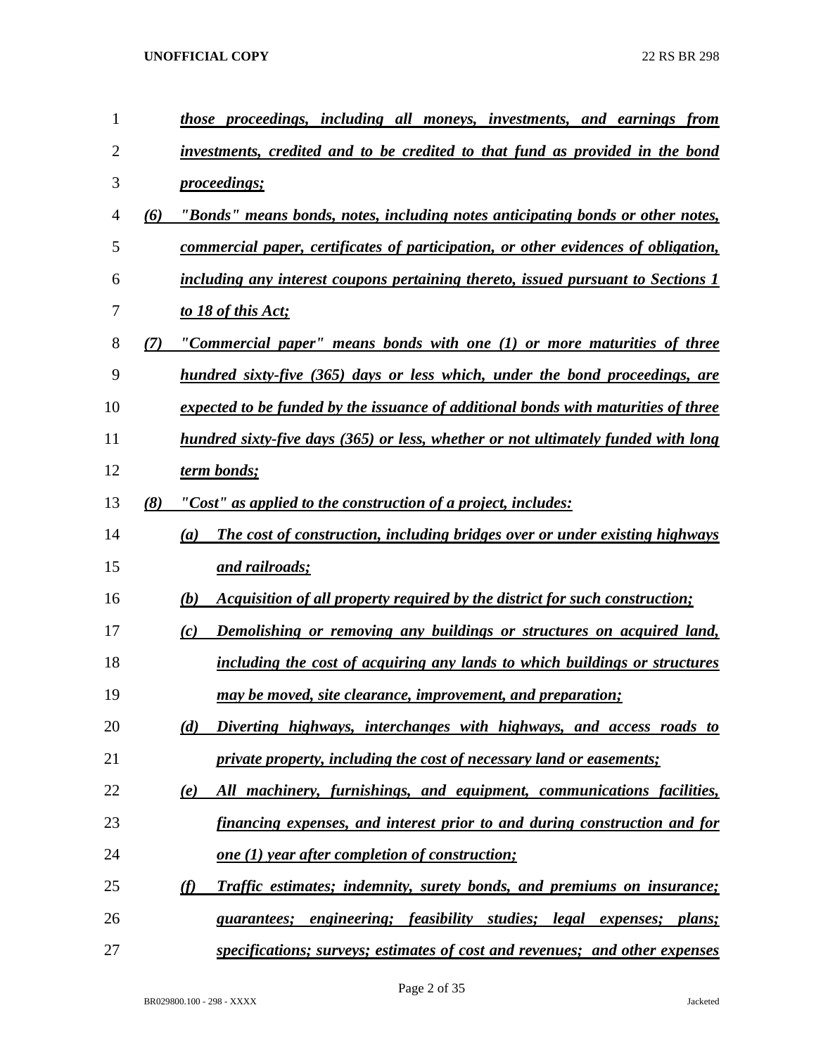*those proceedings, including all moneys, investments, and earnings from investments, credited and to be credited to that fund as provided in the bond proceedings;*

*(6) "Bonds" means bonds, notes, including notes anticipating bonds or other notes, commercial paper, certificates of participation, or other evidences of obligation, including any interest coupons pertaining thereto, issued pursuant to Sections 1 to 18 of this Act;*

*(7) "Commercial paper" means bonds with one (1) or more maturities of three hundred sixty-five (365) days or less which, under the bond proceedings, are expected to be funded by the issuance of additional bonds with maturities of three hundred sixty-five days (365) or less, whether or not ultimately funded with long term bonds;*

*(8) "Cost" as applied to the construction of a project, includes:*

*(a) The cost of construction, including bridges over or under existing highways and railroads;*

*(b) Acquisition of all property required by the district for such construction;*

*(c) Demolishing or removing any buildings or structures on acquired land, including the cost of acquiring any lands to which buildings or structures may be moved, site clearance, improvement, and preparation;*

*(d) Diverting highways, interchanges with highways, and access roads to private property, including the cost of necessary land or easements;*

*(e) All machinery, furnishings, and equipment, communications facilities, financing expenses, and interest prior to and during construction and for one (1) year after completion of construction;*

*(f) Traffic estimates; indemnity, surety bonds, and premiums on insurance; guarantees; engineering; feasibility studies; legal expenses; plans; specifications; surveys; estimates of cost and revenues; and other expenses*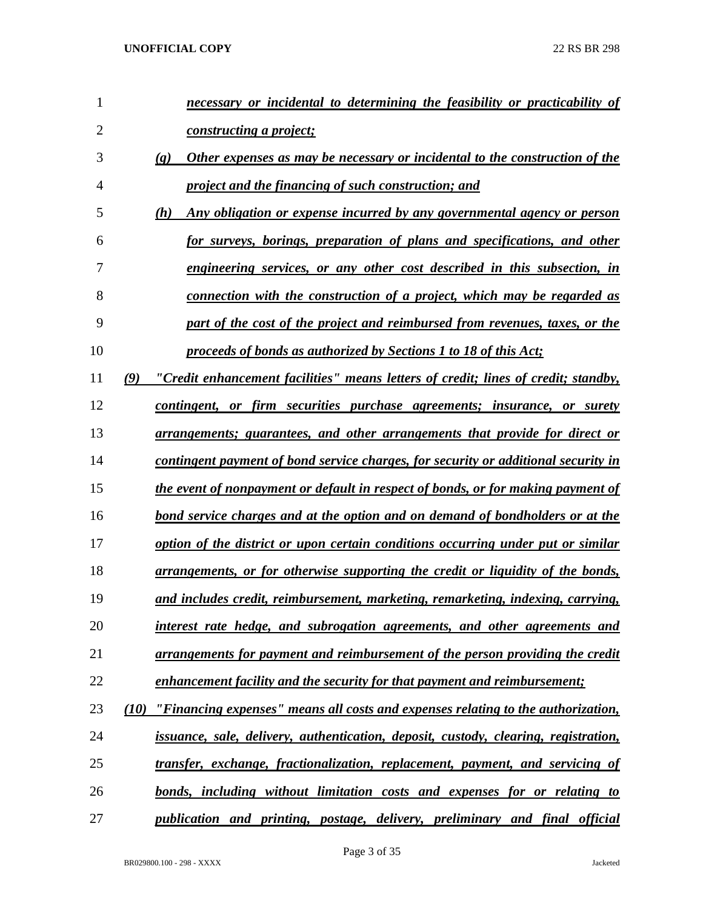*necessary or incidental to determining the feasibility or practicability of constructing a project;*

*(g) Other expenses as may be necessary or incidental to the construction of the project and the financing of such construction; and*

*(h) Any obligation or expense incurred by any governmental agency or person for surveys, borings, preparation of plans and specifications, and other engineering services, or any other cost described in this subsection, in connection with the construction of a project, which may be regarded as part of the cost of the project and reimbursed from revenues, taxes, or the proceeds of bonds as authorized by Sections 1 to 18 of this Act;*

*(9) "Credit enhancement facilities" means letters of credit; lines of credit; standby, contingent, or firm securities purchase agreements; insurance, or surety arrangements; guarantees, and other arrangements that provide for direct or contingent payment of bond service charges, for security or additional security in the event of nonpayment or default in respect of bonds, or for making payment of bond service charges and at the option and on demand of bondholders or at the option of the district or upon certain conditions occurring under put or similar arrangements, or for otherwise supporting the credit or liquidity of the bonds, and includes credit, reimbursement, marketing, remarketing, indexing, carrying, interest rate hedge, and subrogation agreements, and other agreements and arrangements for payment and reimbursement of the person providing the credit enhancement facility and the security for that payment and reimbursement;*

*(10) "Financing expenses" means all costs and expenses relating to the authorization, issuance, sale, delivery, authentication, deposit, custody, clearing, registration, transfer, exchange, fractionalization, replacement, payment, and servicing of bonds, including without limitation costs and expenses for or relating to publication and printing, postage, delivery, preliminary and final official*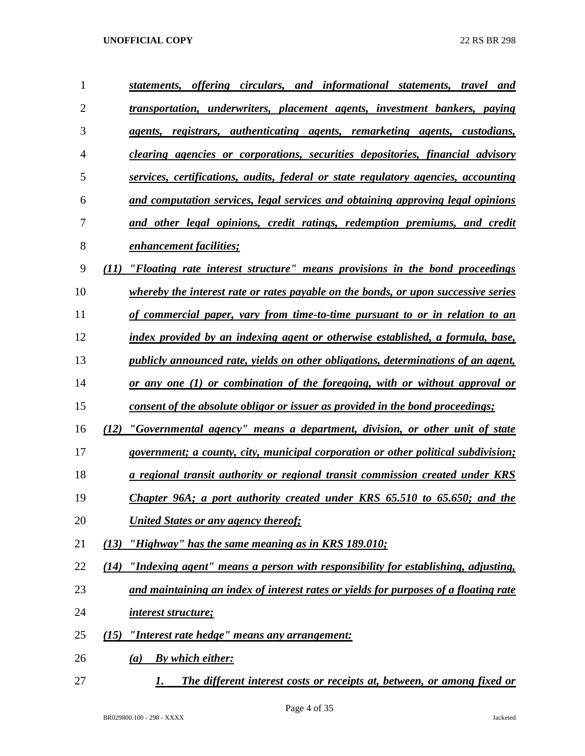*statements, offering circulars, and informational statements, travel and transportation, underwriters, placement agents, investment bankers, paying agents, registrars, authenticating agents, remarketing agents, custodians, clearing agencies or corporations, securities depositories, financial advisory services, certifications, audits, federal or state regulatory agencies, accounting and computation services, legal services and obtaining approving legal opinions and other legal opinions, credit ratings, redemption premiums, and credit enhancement facilities;*

*(11) "Floating rate interest structure" means provisions in the bond proceedings whereby the interest rate or rates payable on the bonds, or upon successive series of commercial paper, vary from time-to-time pursuant to or in relation to an index provided by an indexing agent or otherwise established, a formula, base, publicly announced rate, yields on other obligations, determinations of an agent, or any one (1) or combination of the foregoing, with or without approval or consent of the absolute obligor or issuer as provided in the bond proceedings;*

*(12) "Governmental agency" means a department, division, or other unit of state government; a county, city, municipal corporation or other political subdivision; a regional transit authority or regional transit commission created under KRS Chapter 96A; a port authority created under KRS 65.510 to 65.650; and the United States or any agency thereof;*

*(13) "Highway" has the same meaning as in KRS 189.010;*

*(14) "Indexing agent" means a person with responsibility for establishing, adjusting, and maintaining an index of interest rates or yields for purposes of a floating rate interest structure;*

*(15) "Interest rate hedge" means any arrangement:*

*(a) By which either:*

*1. The different interest costs or receipts at, between, or among fixed or*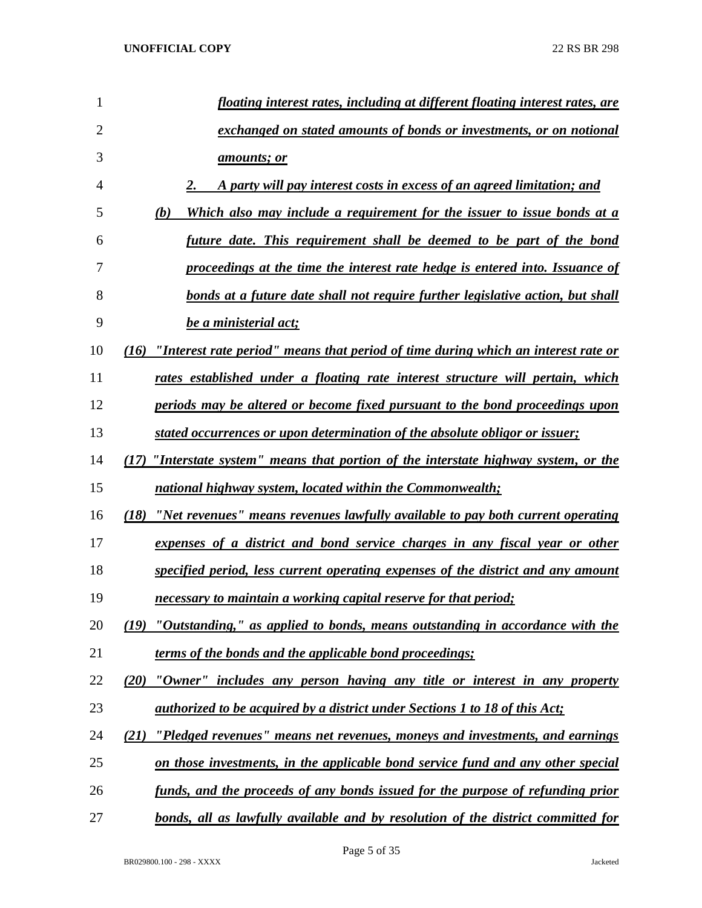*floating interest rates, including at different floating interest rates, are exchanged on stated amounts of bonds or investments, or on notional amounts; or*

*2. A party will pay interest costs in excess of an agreed limitation; and*

*(b) Which also may include a requirement for the issuer to issue bonds at a future date. This requirement shall be deemed to be part of the bond proceedings at the time the interest rate hedge is entered into. Issuance of bonds at a future date shall not require further legislative action, but shall be a ministerial act;*

*(16) "Interest rate period" means that period of time during which an interest rate or rates established under a floating rate interest structure will pertain, which periods may be altered or become fixed pursuant to the bond proceedings upon stated occurrences or upon determination of the absolute obligor or issuer;*

*(17) "Interstate system" means that portion of the interstate highway system, or the national highway system, located within the Commonwealth;*

*(18) "Net revenues" means revenues lawfully available to pay both current operating expenses of a district and bond service charges in any fiscal year or other specified period, less current operating expenses of the district and any amount necessary to maintain a working capital reserve for that period;*

*(19) "Outstanding," as applied to bonds, means outstanding in accordance with the terms of the bonds and the applicable bond proceedings;*

*(20) "Owner" includes any person having any title or interest in any property authorized to be acquired by a district under Sections 1 to 18 of this Act;*

*(21) "Pledged revenues" means net revenues, moneys and investments, and earnings on those investments, in the applicable bond service fund and any other special funds, and the proceeds of any bonds issued for the purpose of refunding prior bonds, all as lawfully available and by resolution of the district committed for*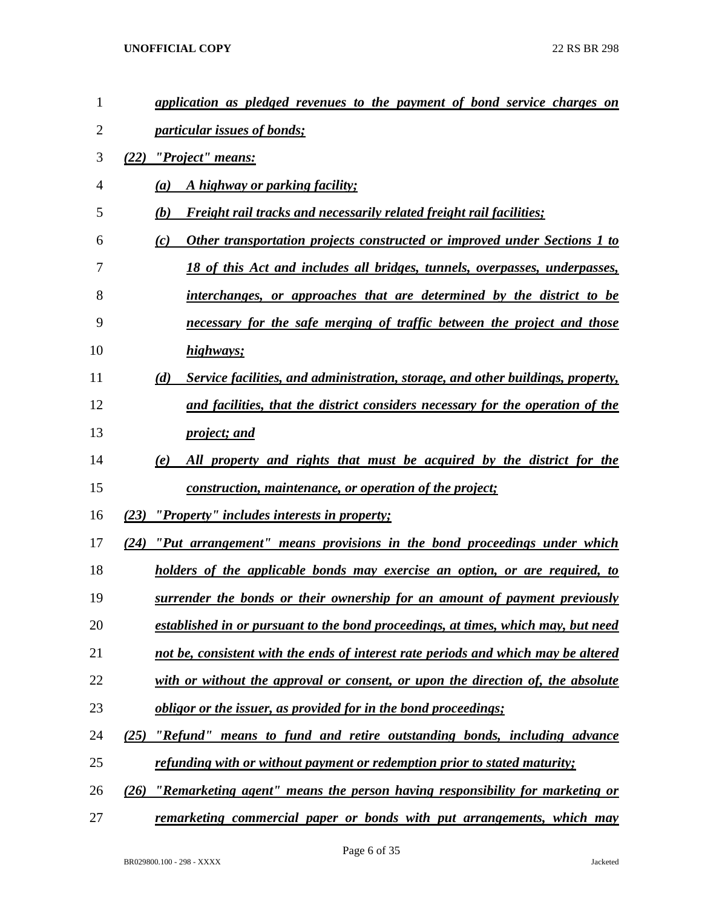*application as pledged revenues to the payment of bond service charges on particular issues of bonds;*

*(22) "Project" means:*

*(a) A highway or parking facility;*

*(b) Freight rail tracks and necessarily related freight rail facilities;*

*(c) Other transportation projects constructed or improved under Sections 1 to 18 of this Act and includes all bridges, tunnels, overpasses, underpasses, interchanges, or approaches that are determined by the district to be necessary for the safe merging of traffic between the project and those highways;*

*(d) Service facilities, and administration, storage, and other buildings, property, and facilities, that the district considers necessary for the operation of the project; and*

*(e) All property and rights that must be acquired by the district for the construction, maintenance, or operation of the project;*

*(23) "Property" includes interests in property;*

*(24) "Put arrangement" means provisions in the bond proceedings under which holders of the applicable bonds may exercise an option, or are required, to surrender the bonds or their ownership for an amount of payment previously established in or pursuant to the bond proceedings, at times, which may, but need not be, consistent with the ends of interest rate periods and which may be altered with or without the approval or consent, or upon the direction of, the absolute obligor or the issuer, as provided for in the bond proceedings;*

*(25) "Refund" means to fund and retire outstanding bonds, including advance refunding with or without payment or redemption prior to stated maturity;*

*(26) "Remarketing agent" means the person having responsibility for marketing or remarketing commercial paper or bonds with put arrangements, which may*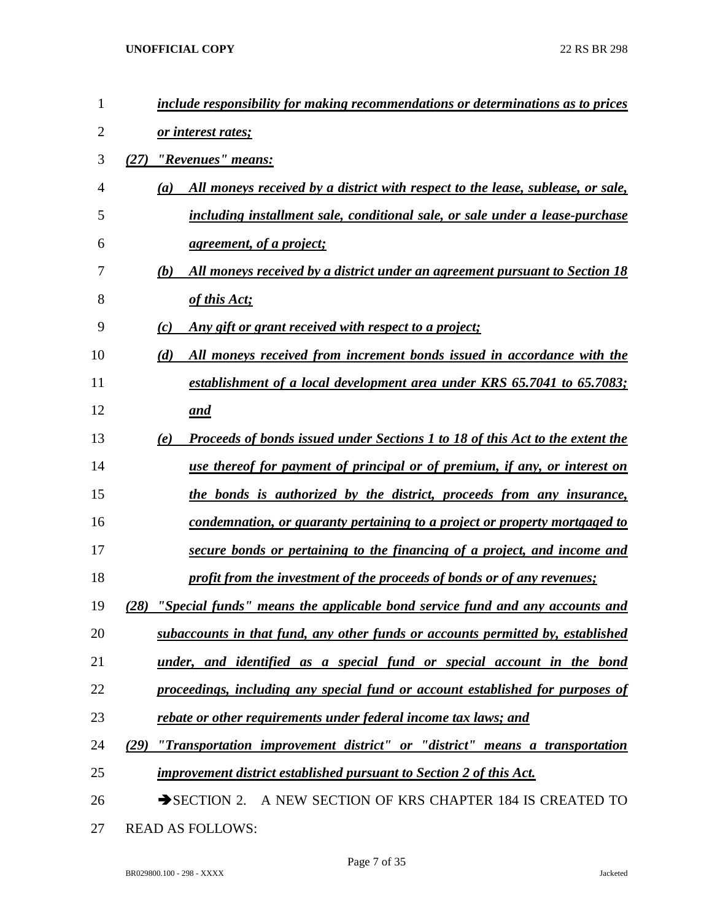*include responsibility for making recommendations or determinations as to prices or interest rates;*

*(27) "Revenues" means:*

*(a) All moneys received by a district with respect to the lease, sublease, or sale, including installment sale, conditional sale, or sale under a lease-purchase agreement, of a project;*

*(b) All moneys received by a district under an agreement pursuant to Section 18 of this Act;*

*(c) Any gift or grant received with respect to a project;*

*(d) All moneys received from increment bonds issued in accordance with the establishment of a local development area under KRS 65.7041 to 65.7083; and*

*(e) Proceeds of bonds issued under Sections 1 to 18 of this Act to the extent the use thereof for payment of principal or of premium, if any, or interest on the bonds is authorized by the district, proceeds from any insurance, condemnation, or guaranty pertaining to a project or property mortgaged to secure bonds or pertaining to the financing of a project, and income and profit from the investment of the proceeds of bonds or of any revenues;*

*(28) "Special funds" means the applicable bond service fund and any accounts and subaccounts in that fund, any other funds or accounts permitted by, established under, and identified as a special fund or special account in the bond proceedings, including any special fund or account established for purposes of rebate or other requirements under federal income tax laws; and*

*(29) "Transportation improvement district" or "district" means a transportation improvement district established pursuant to Section 2 of this Act.*

→SECTION 2. A NEW SECTION OF KRS CHAPTER 184 IS CREATED TO READ AS FOLLOWS: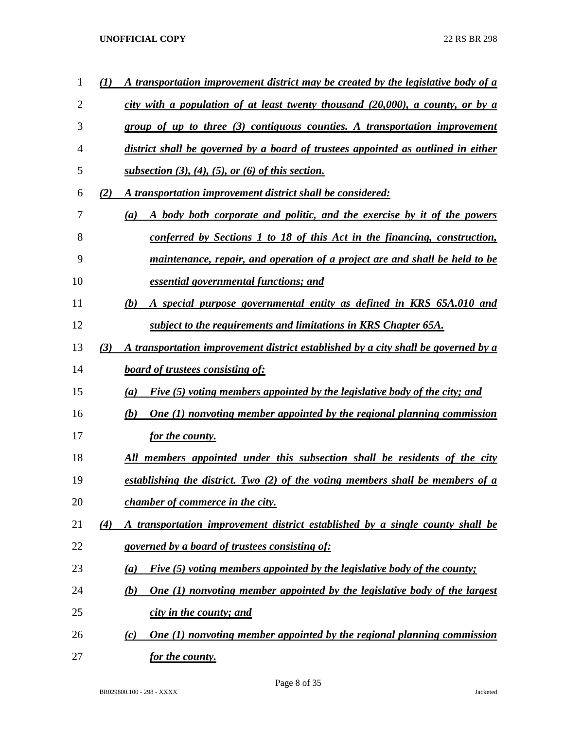***(1) A transportation improvement district may be created by the legislative body of a city with a population of at least twenty thousand (20,000), a county, or by a group of up to three (3) contiguous counties. A transportation improvement district shall be governed by a board of trustees appointed as outlined in either subsection (3), (4), (5), or (6) of this section.***

***(2) A transportation improvement district shall be considered:***

***(a) A body both corporate and politic, and the exercise by it of the powers conferred by Sections 1 to 18 of this Act in the financing, construction, maintenance, repair, and operation of a project are and shall be held to be essential governmental functions; and***

***(b) A special purpose governmental entity as defined in KRS 65A.010 and subject to the requirements and limitations in KRS Chapter 65A.***

***(3) A transportation improvement district established by a city shall be governed by a board of trustees consisting of:***

***(a) Five (5) voting members appointed by the legislative body of the city; and***

***(b) One (1) nonvoting member appointed by the regional planning commission for the county.***

***All members appointed under this subsection shall be residents of the city establishing the district. Two (2) of the voting members shall be members of a chamber of commerce in the city.***

***(4) A transportation improvement district established by a single county shall be governed by a board of trustees consisting of:***

***(a) Five (5) voting members appointed by the legislative body of the county;***

***(b) One (1) nonvoting member appointed by the legislative body of the largest city in the county; and***

***(c) One (1) nonvoting member appointed by the regional planning commission for the county.***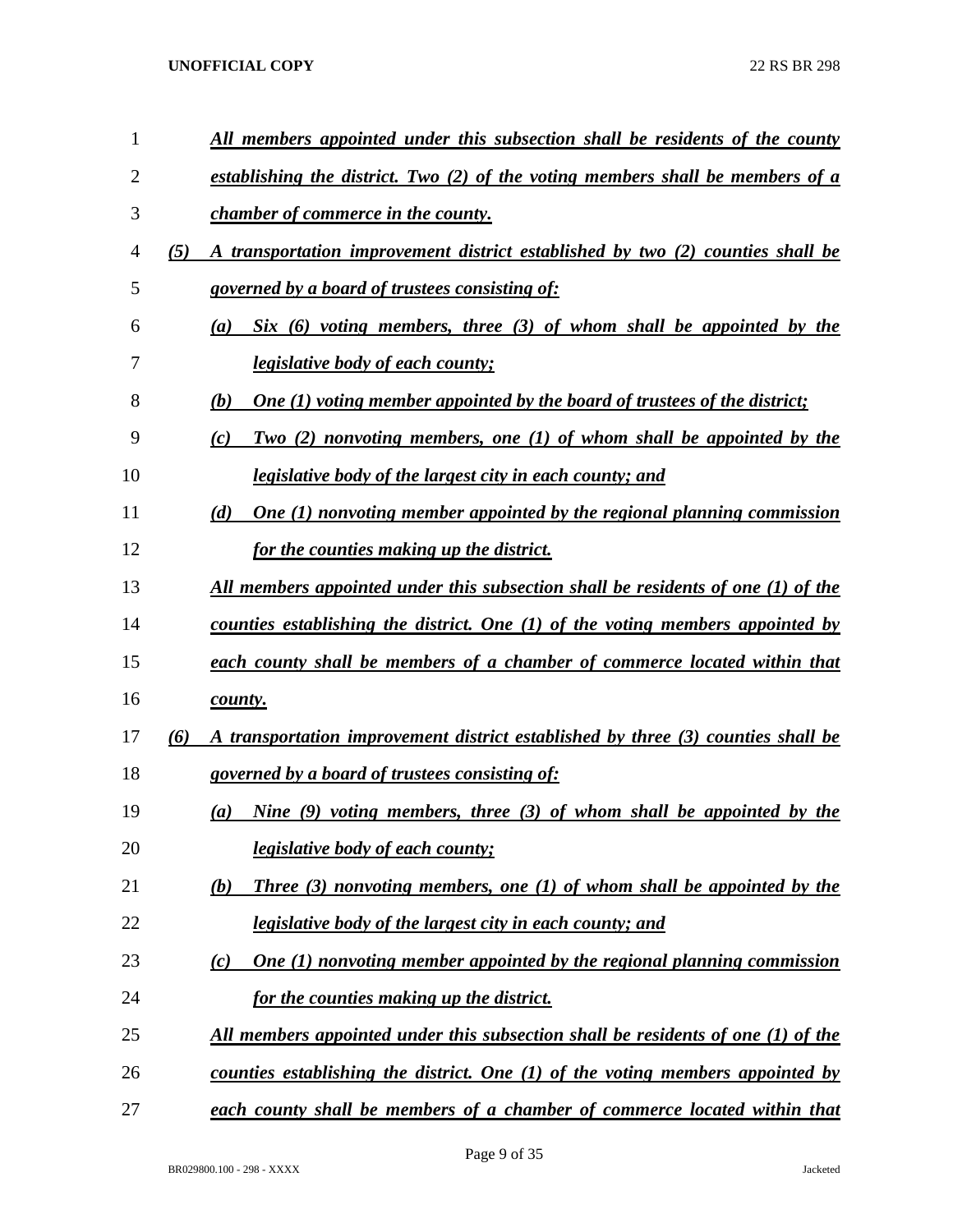*All members appointed under this subsection shall be residents of the county establishing the district. Two (2) of the voting members shall be members of a chamber of commerce in the county.*

*(5) A transportation improvement district established by two (2) counties shall be governed by a board of trustees consisting of:*

*(a) Six (6) voting members, three (3) of whom shall be appointed by the legislative body of each county;*

*(b) One (1) voting member appointed by the board of trustees of the district;*

*(c) Two (2) nonvoting members, one (1) of whom shall be appointed by the legislative body of the largest city in each county; and*

*(d) One (1) nonvoting member appointed by the regional planning commission for the counties making up the district.*

*All members appointed under this subsection shall be residents of one (1) of the counties establishing the district. One (1) of the voting members appointed by each county shall be members of a chamber of commerce located within that county.*

*(6) A transportation improvement district established by three (3) counties shall be governed by a board of trustees consisting of:*

*(a) Nine (9) voting members, three (3) of whom shall be appointed by the legislative body of each county;*

*(b) Three (3) nonvoting members, one (1) of whom shall be appointed by the legislative body of the largest city in each county; and*

*(c) One (1) nonvoting member appointed by the regional planning commission for the counties making up the district.*

*All members appointed under this subsection shall be residents of one (1) of the counties establishing the district. One (1) of the voting members appointed by each county shall be members of a chamber of commerce located within that*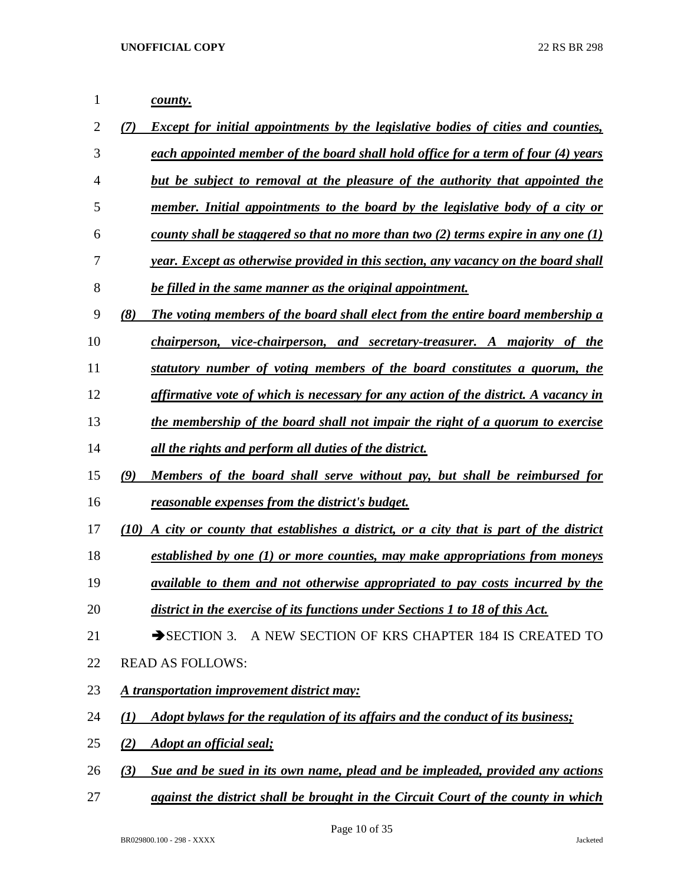*county.*

*(7) Except for initial appointments by the legislative bodies of cities and counties, each appointed member of the board shall hold office for a term of four (4) years but be subject to removal at the pleasure of the authority that appointed the member. Initial appointments to the board by the legislative body of a city or county shall be staggered so that no more than two (2) terms expire in any one (1) year. Except as otherwise provided in this section, any vacancy on the board shall be filled in the same manner as the original appointment.*

*(8) The voting members of the board shall elect from the entire board membership a chairperson, vice-chairperson, and secretary-treasurer. A majority of the statutory number of voting members of the board constitutes a quorum, the affirmative vote of which is necessary for any action of the district. A vacancy in the membership of the board shall not impair the right of a quorum to exercise all the rights and perform all duties of the district.*

*(9) Members of the board shall serve without pay, but shall be reimbursed for reasonable expenses from the district's budget.*

*(10) A city or county that establishes a district, or a city that is part of the district established by one (1) or more counties, may make appropriations from moneys available to them and not otherwise appropriated to pay costs incurred by the district in the exercise of its functions under Sections 1 to 18 of this Act.*

➔SECTION 3. A NEW SECTION OF KRS CHAPTER 184 IS CREATED TO READ AS FOLLOWS:

*A transportation improvement district may:*

*(1) Adopt bylaws for the regulation of its affairs and the conduct of its business;*

*(2) Adopt an official seal;*

*(3) Sue and be sued in its own name, plead and be impleaded, provided any actions against the district shall be brought in the Circuit Court of the county in which*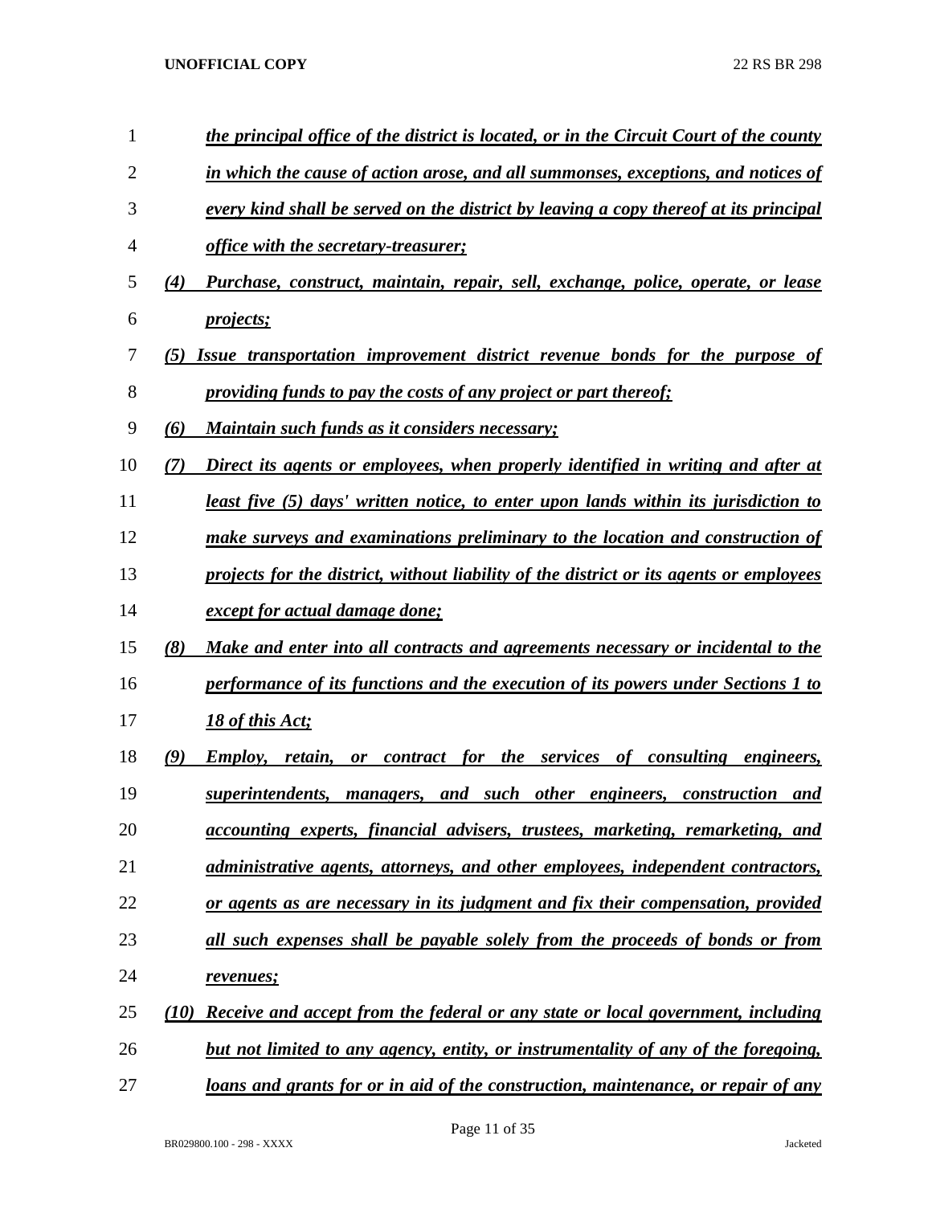*the principal office of the district is located, or in the Circuit Court of the county in which the cause of action arose, and all summonses, exceptions, and notices of every kind shall be served on the district by leaving a copy thereof at its principal office with the secretary-treasurer;*

*(4) Purchase, construct, maintain, repair, sell, exchange, police, operate, or lease projects;*

*(5) Issue transportation improvement district revenue bonds for the purpose of providing funds to pay the costs of any project or part thereof;*

*(6) Maintain such funds as it considers necessary;*

*(7) Direct its agents or employees, when properly identified in writing and after at least five (5) days' written notice, to enter upon lands within its jurisdiction to make surveys and examinations preliminary to the location and construction of projects for the district, without liability of the district or its agents or employees except for actual damage done;*

*(8) Make and enter into all contracts and agreements necessary or incidental to the performance of its functions and the execution of its powers under Sections 1 to 18 of this Act;*

*(9) Employ, retain, or contract for the services of consulting engineers, superintendents, managers, and such other engineers, construction and accounting experts, financial advisers, trustees, marketing, remarketing, and administrative agents, attorneys, and other employees, independent contractors, or agents as are necessary in its judgment and fix their compensation, provided all such expenses shall be payable solely from the proceeds of bonds or from revenues;*

*(10) Receive and accept from the federal or any state or local government, including but not limited to any agency, entity, or instrumentality of any of the foregoing, loans and grants for or in aid of the construction, maintenance, or repair of any*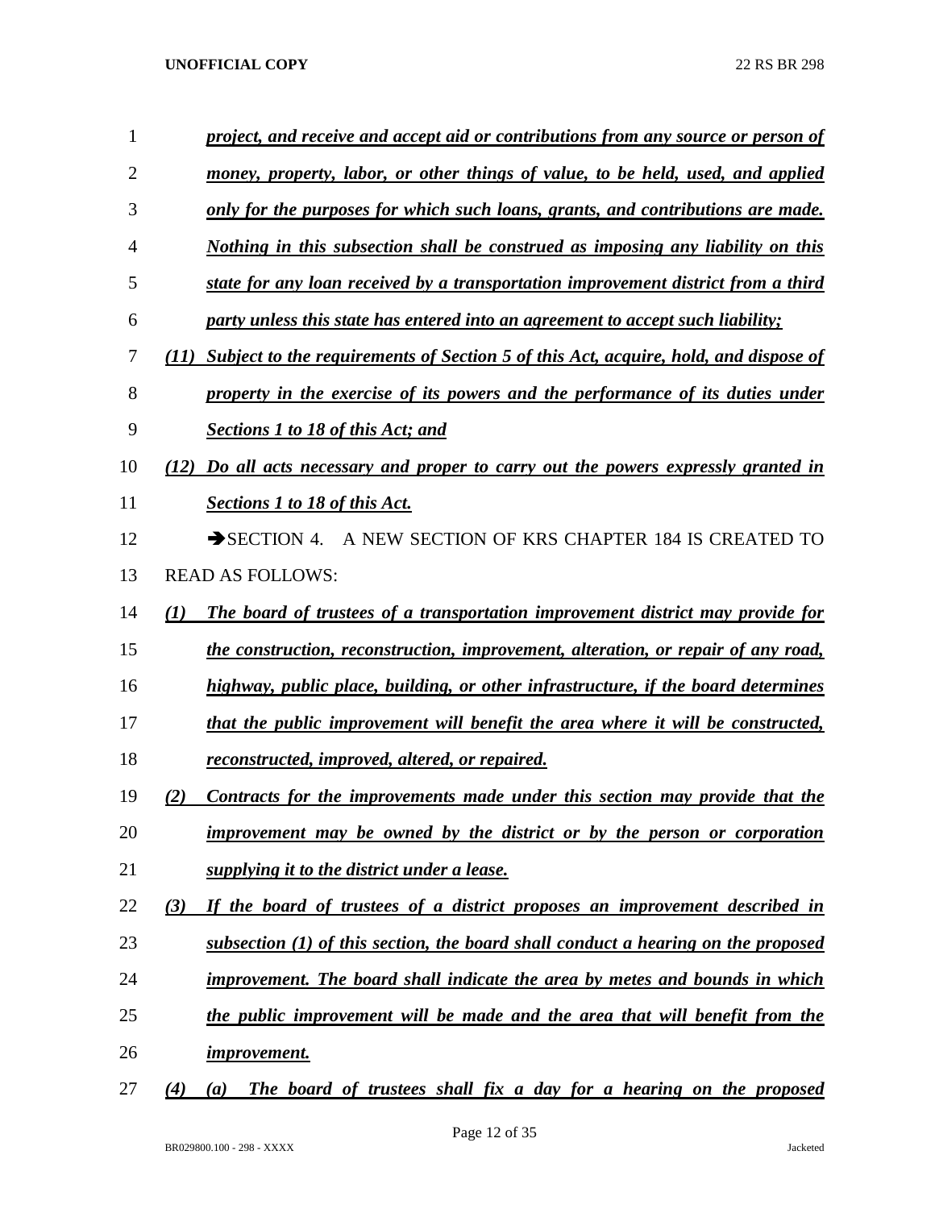*project, and receive and accept aid or contributions from any source or person of money, property, labor, or other things of value, to be held, used, and applied only for the purposes for which such loans, grants, and contributions are made. Nothing in this subsection shall be construed as imposing any liability on this state for any loan received by a transportation improvement district from a third party unless this state has entered into an agreement to accept such liability;*

*(11) Subject to the requirements of Section 5 of this Act, acquire, hold, and dispose of property in the exercise of its powers and the performance of its duties under Sections 1 to 18 of this Act; and*

*(12) Do all acts necessary and proper to carry out the powers expressly granted in Sections 1 to 18 of this Act.*

➔SECTION 4. A NEW SECTION OF KRS CHAPTER 184 IS CREATED TO READ AS FOLLOWS:

*(1) The board of trustees of a transportation improvement district may provide for the construction, reconstruction, improvement, alteration, or repair of any road, highway, public place, building, or other infrastructure, if the board determines that the public improvement will benefit the area where it will be constructed, reconstructed, improved, altered, or repaired.*

*(2) Contracts for the improvements made under this section may provide that the improvement may be owned by the district or by the person or corporation supplying it to the district under a lease.*

*(3) If the board of trustees of a district proposes an improvement described in subsection (1) of this section, the board shall conduct a hearing on the proposed improvement. The board shall indicate the area by metes and bounds in which the public improvement will be made and the area that will benefit from the improvement.*

*(4) (a) The board of trustees shall fix a day for a hearing on the proposed*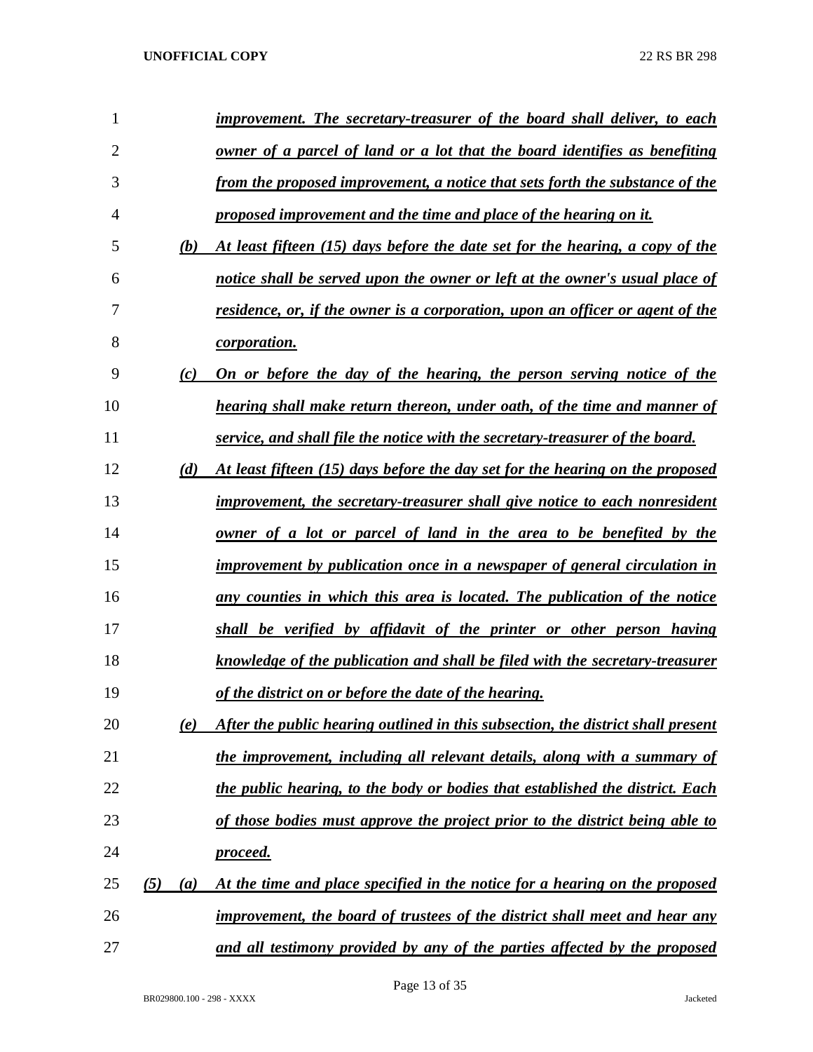*improvement. The secretary-treasurer of the board shall deliver, to each owner of a parcel of land or a lot that the board identifies as benefiting from the proposed improvement, a notice that sets forth the substance of the proposed improvement and the time and place of the hearing on it.*

*(b) At least fifteen (15) days before the date set for the hearing, a copy of the notice shall be served upon the owner or left at the owner's usual place of residence, or, if the owner is a corporation, upon an officer or agent of the corporation.*

*(c) On or before the day of the hearing, the person serving notice of the hearing shall make return thereon, under oath, of the time and manner of service, and shall file the notice with the secretary-treasurer of the board.*

*(d) At least fifteen (15) days before the day set for the hearing on the proposed improvement, the secretary-treasurer shall give notice to each nonresident owner of a lot or parcel of land in the area to be benefited by the improvement by publication once in a newspaper of general circulation in any counties in which this area is located. The publication of the notice shall be verified by affidavit of the printer or other person having knowledge of the publication and shall be filed with the secretary-treasurer of the district on or before the date of the hearing.*

*(e) After the public hearing outlined in this subsection, the district shall present the improvement, including all relevant details, along with a summary of the public hearing, to the body or bodies that established the district. Each of those bodies must approve the project prior to the district being able to proceed.*

*(5) (a) At the time and place specified in the notice for a hearing on the proposed improvement, the board of trustees of the district shall meet and hear any and all testimony provided by any of the parties affected by the proposed*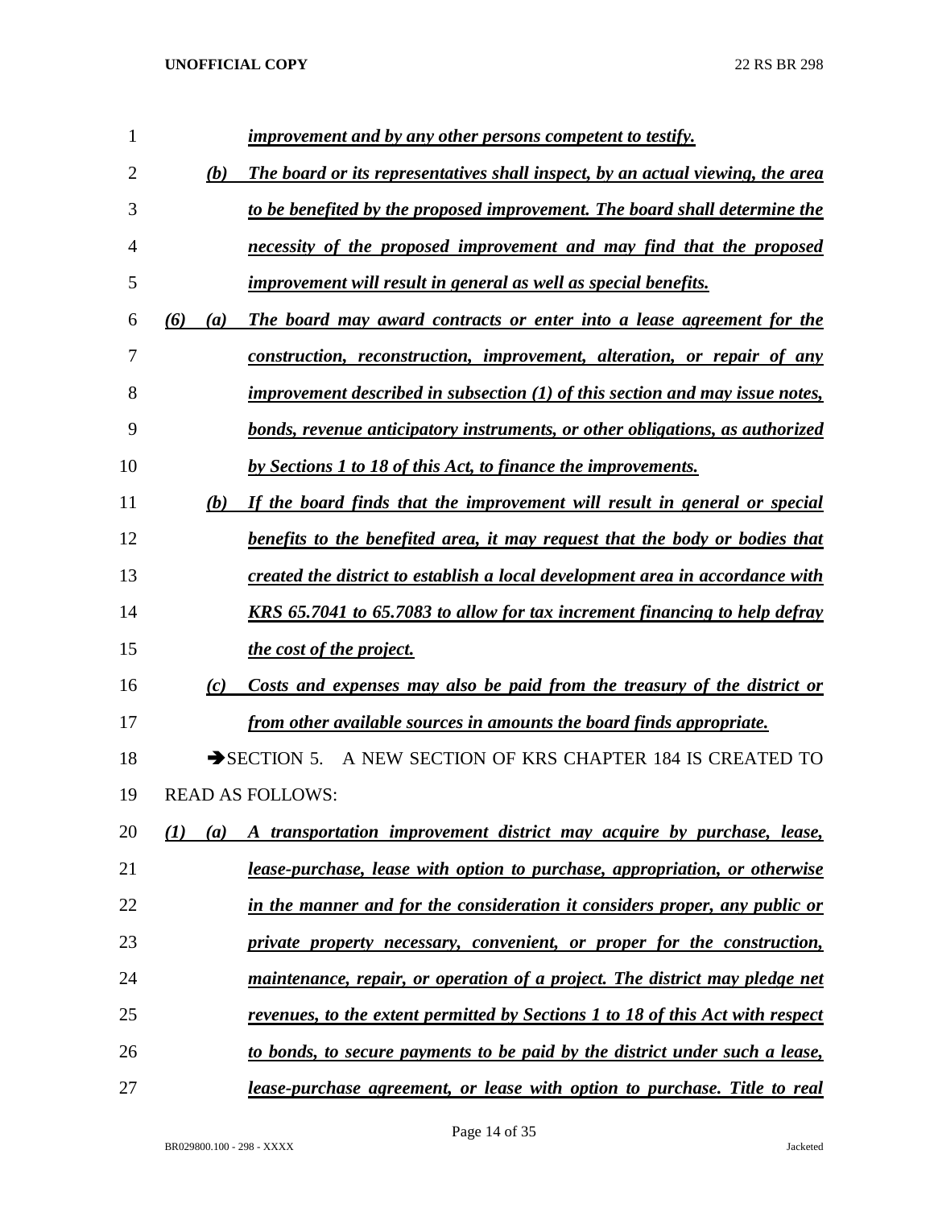*improvement and by any other persons competent to testify.*

(b) *The board or its representatives shall inspect, by an actual viewing, the area to be benefited by the proposed improvement. The board shall determine the necessity of the proposed improvement and may find that the proposed improvement will result in general as well as special benefits.*

(6) (a) *The board may award contracts or enter into a lease agreement for the construction, reconstruction, improvement, alteration, or repair of any improvement described in subsection (1) of this section and may issue notes, bonds, revenue anticipatory instruments, or other obligations, as authorized by Sections 1 to 18 of this Act, to finance the improvements.*

(b) *If the board finds that the improvement will result in general or special benefits to the benefited area, it may request that the body or bodies that created the district to establish a local development area in accordance with KRS 65.7041 to 65.7083 to allow for tax increment financing to help defray the cost of the project.*

(c) *Costs and expenses may also be paid from the treasury of the district or from other available sources in amounts the board finds appropriate.*

➔SECTION 5. A NEW SECTION OF KRS CHAPTER 184 IS CREATED TO READ AS FOLLOWS:

(1) (a) *A transportation improvement district may acquire by purchase, lease, lease-purchase, lease with option to purchase, appropriation, or otherwise in the manner and for the consideration it considers proper, any public or private property necessary, convenient, or proper for the construction, maintenance, repair, or operation of a project. The district may pledge net revenues, to the extent permitted by Sections 1 to 18 of this Act with respect to bonds, to secure payments to be paid by the district under such a lease, lease-purchase agreement, or lease with option to purchase. Title to real*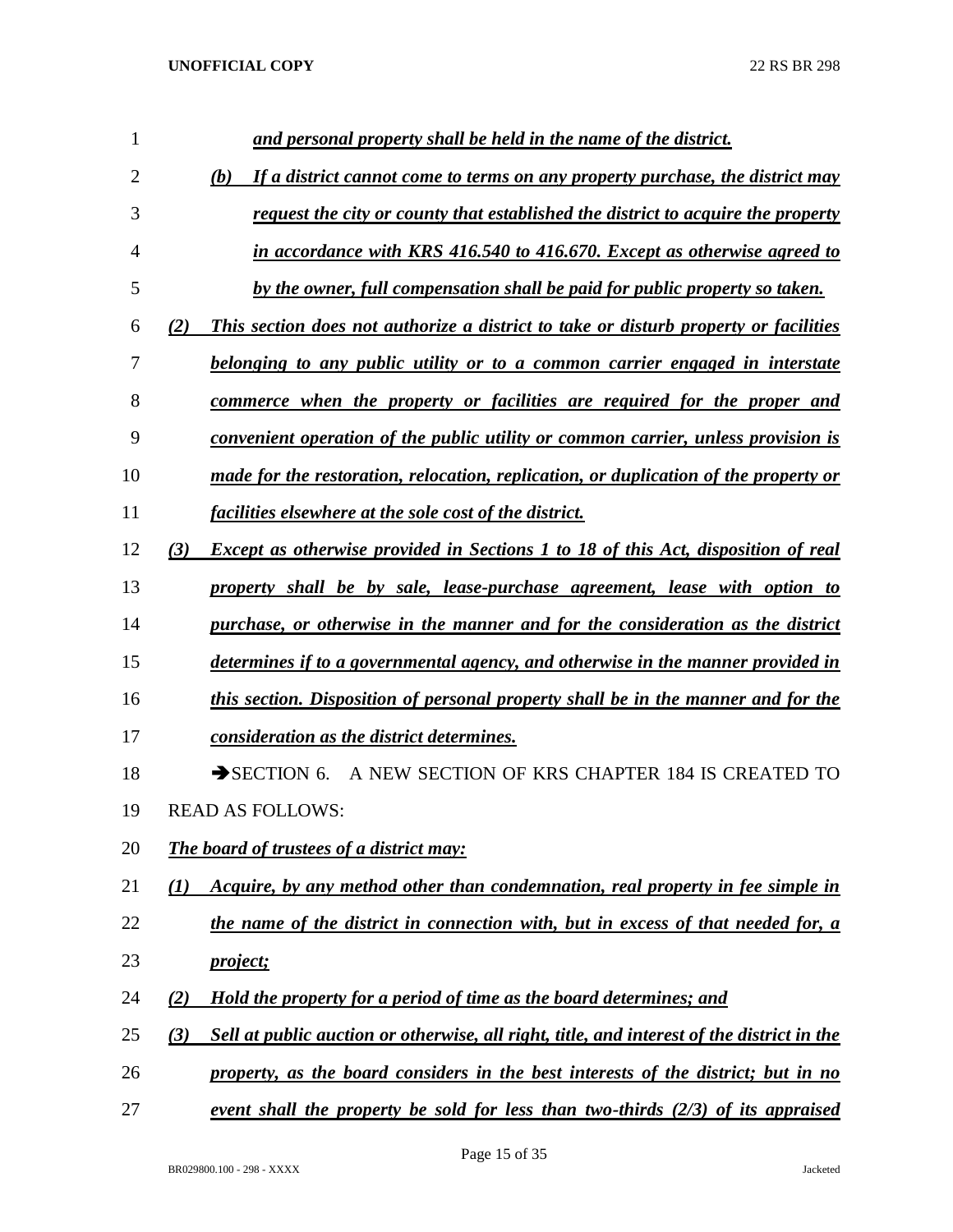*and personal property shall be held in the name of the district.*

*(b) If a district cannot come to terms on any property purchase, the district may request the city or county that established the district to acquire the property in accordance with KRS 416.540 to 416.670. Except as otherwise agreed to by the owner, full compensation shall be paid for public property so taken.*

*(2) This section does not authorize a district to take or disturb property or facilities belonging to any public utility or to a common carrier engaged in interstate commerce when the property or facilities are required for the proper and convenient operation of the public utility or common carrier, unless provision is made for the restoration, relocation, replication, or duplication of the property or facilities elsewhere at the sole cost of the district.*

*(3) Except as otherwise provided in Sections 1 to 18 of this Act, disposition of real property shall be by sale, lease-purchase agreement, lease with option to purchase, or otherwise in the manner and for the consideration as the district determines if to a governmental agency, and otherwise in the manner provided in this section. Disposition of personal property shall be in the manner and for the consideration as the district determines.*

➔SECTION 6. A NEW SECTION OF KRS CHAPTER 184 IS CREATED TO READ AS FOLLOWS:

*The board of trustees of a district may:*

*(1) Acquire, by any method other than condemnation, real property in fee simple in the name of the district in connection with, but in excess of that needed for, a project;*

*(2) Hold the property for a period of time as the board determines; and*

*(3) Sell at public auction or otherwise, all right, title, and interest of the district in the property, as the board considers in the best interests of the district; but in no event shall the property be sold for less than two-thirds (2/3) of its appraised*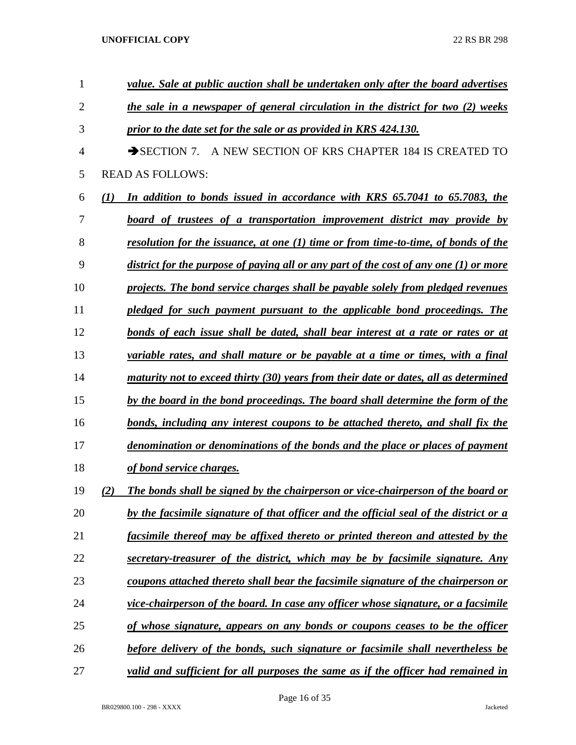***value. Sale at public auction shall be undertaken only after the board advertises the sale in a newspaper of general circulation in the district for two (2) weeks prior to the date set for the sale or as provided in KRS 424.130.***

➔SECTION 7. A NEW SECTION OF KRS CHAPTER 184 IS CREATED TO READ AS FOLLOWS:

***(1) In addition to bonds issued in accordance with KRS 65.7041 to 65.7083, the board of trustees of a transportation improvement district may provide by resolution for the issuance, at one (1) time or from time-to-time, of bonds of the district for the purpose of paying all or any part of the cost of any one (1) or more projects. The bond service charges shall be payable solely from pledged revenues pledged for such payment pursuant to the applicable bond proceedings. The bonds of each issue shall be dated, shall bear interest at a rate or rates or at variable rates, and shall mature or be payable at a time or times, with a final maturity not to exceed thirty (30) years from their date or dates, all as determined by the board in the bond proceedings. The board shall determine the form of the bonds, including any interest coupons to be attached thereto, and shall fix the denomination or denominations of the bonds and the place or places of payment of bond service charges.***

***(2) The bonds shall be signed by the chairperson or vice-chairperson of the board or by the facsimile signature of that officer and the official seal of the district or a facsimile thereof may be affixed thereto or printed thereon and attested by the secretary-treasurer of the district, which may be by facsimile signature. Any coupons attached thereto shall bear the facsimile signature of the chairperson or vice-chairperson of the board. In case any officer whose signature, or a facsimile of whose signature, appears on any bonds or coupons ceases to be the officer before delivery of the bonds, such signature or facsimile shall nevertheless be valid and sufficient for all purposes the same as if the officer had remained in***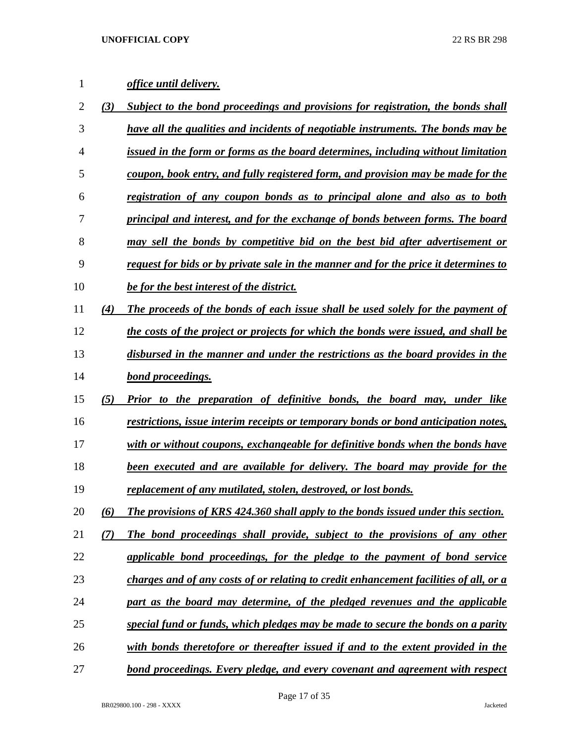*office until delivery.*

*(3) Subject to the bond proceedings and provisions for registration, the bonds shall have all the qualities and incidents of negotiable instruments. The bonds may be issued in the form or forms as the board determines, including without limitation coupon, book entry, and fully registered form, and provision may be made for the registration of any coupon bonds as to principal alone and also as to both principal and interest, and for the exchange of bonds between forms. The board may sell the bonds by competitive bid on the best bid after advertisement or request for bids or by private sale in the manner and for the price it determines to be for the best interest of the district.*

*(4) The proceeds of the bonds of each issue shall be used solely for the payment of the costs of the project or projects for which the bonds were issued, and shall be disbursed in the manner and under the restrictions as the board provides in the bond proceedings.*

*(5) Prior to the preparation of definitive bonds, the board may, under like restrictions, issue interim receipts or temporary bonds or bond anticipation notes, with or without coupons, exchangeable for definitive bonds when the bonds have been executed and are available for delivery. The board may provide for the replacement of any mutilated, stolen, destroyed, or lost bonds.*

*(6) The provisions of KRS 424.360 shall apply to the bonds issued under this section.*

*(7) The bond proceedings shall provide, subject to the provisions of any other applicable bond proceedings, for the pledge to the payment of bond service charges and of any costs of or relating to credit enhancement facilities of all, or a part as the board may determine, of the pledged revenues and the applicable special fund or funds, which pledges may be made to secure the bonds on a parity with bonds theretofore or thereafter issued if and to the extent provided in the bond proceedings. Every pledge, and every covenant and agreement with respect*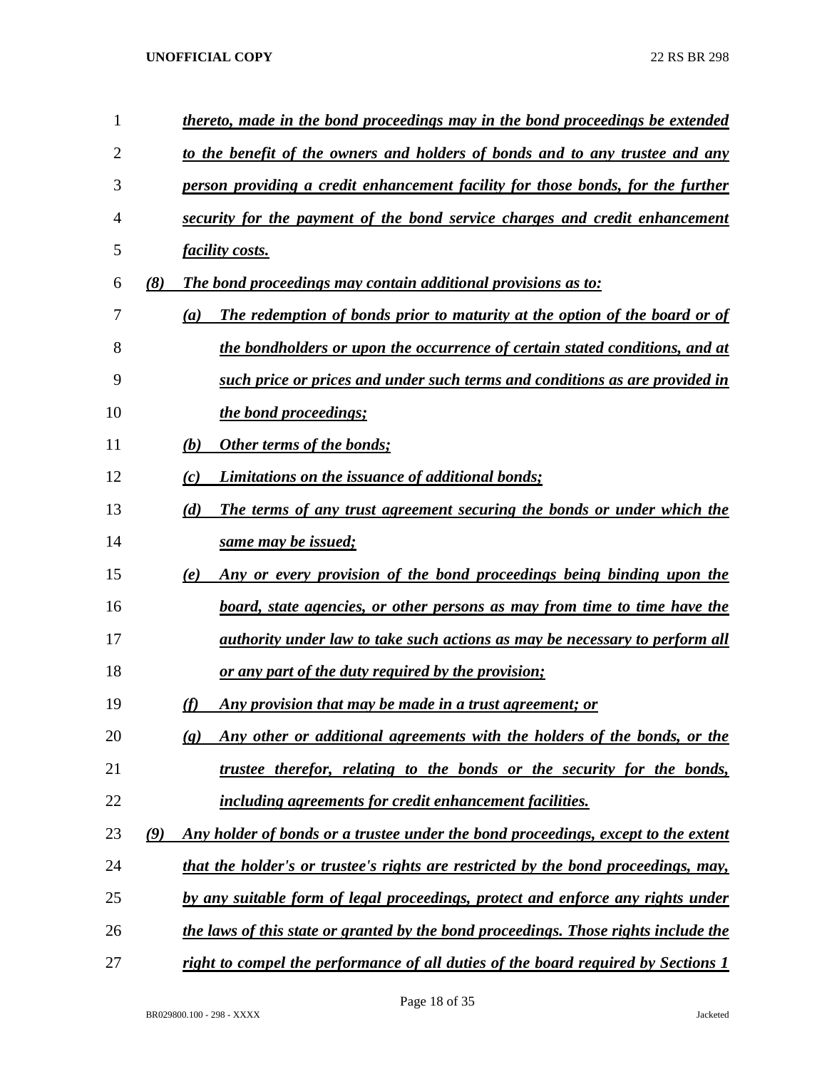*thereto, made in the bond proceedings may in the bond proceedings be extended to the benefit of the owners and holders of bonds and to any trustee and any person providing a credit enhancement facility for those bonds, for the further security for the payment of the bond service charges and credit enhancement facility costs.*

*(8) The bond proceedings may contain additional provisions as to:*

- *(a) The redemption of bonds prior to maturity at the option of the board or of the bondholders or upon the occurrence of certain stated conditions, and at such price or prices and under such terms and conditions as are provided in the bond proceedings;*
- *(b) Other terms of the bonds;*
- *(c) Limitations on the issuance of additional bonds;*
- *(d) The terms of any trust agreement securing the bonds or under which the same may be issued;*
- *(e) Any or every provision of the bond proceedings being binding upon the board, state agencies, or other persons as may from time to time have the authority under law to take such actions as may be necessary to perform all or any part of the duty required by the provision;*
- *(f) Any provision that may be made in a trust agreement; or*
- *(g) Any other or additional agreements with the holders of the bonds, or the trustee therefor, relating to the bonds or the security for the bonds, including agreements for credit enhancement facilities.*

*(9) Any holder of bonds or a trustee under the bond proceedings, except to the extent that the holder's or trustee's rights are restricted by the bond proceedings, may, by any suitable form of legal proceedings, protect and enforce any rights under the laws of this state or granted by the bond proceedings. Those rights include the right to compel the performance of all duties of the board required by Sections 1*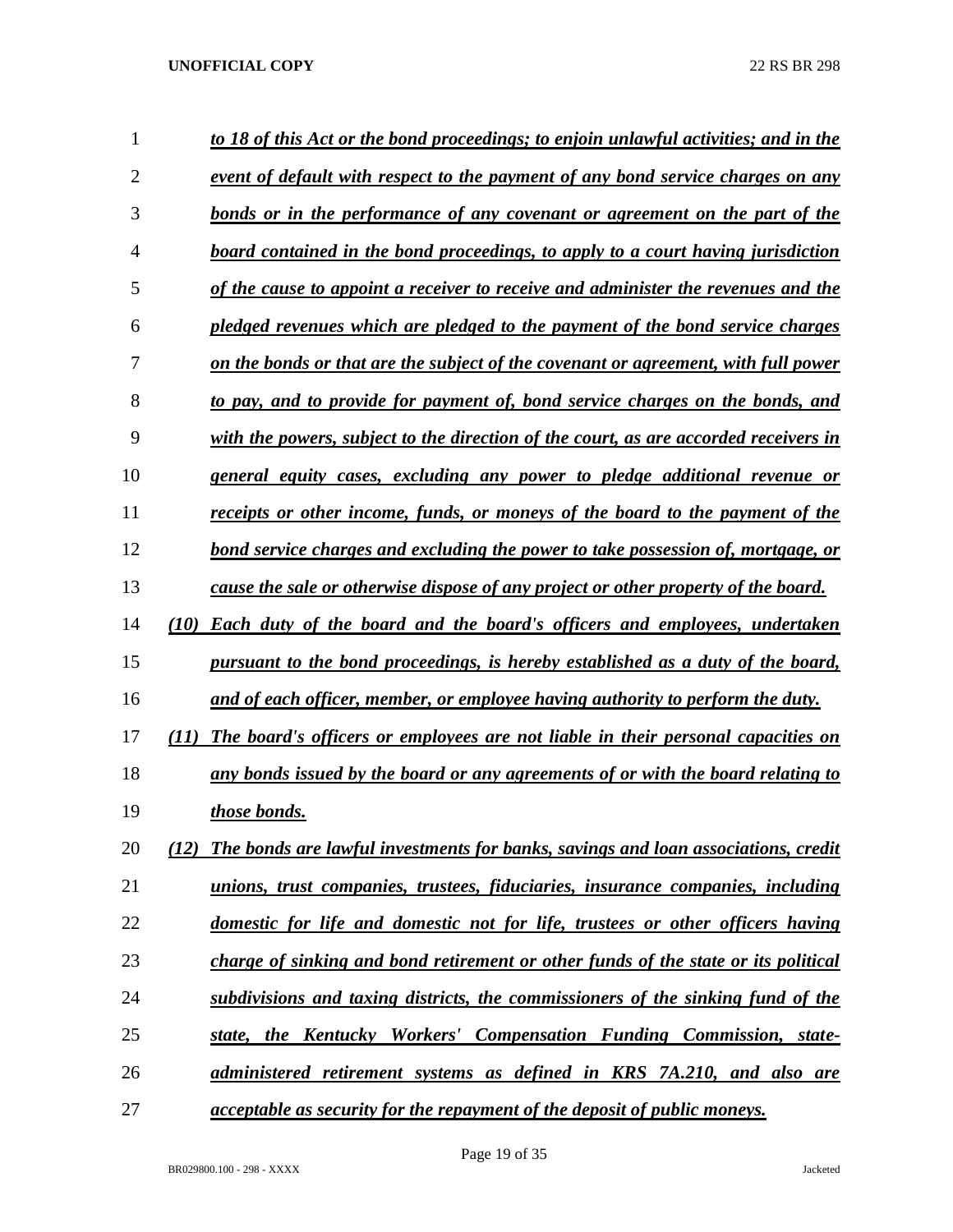***to 18 of this Act or the bond proceedings; to enjoin unlawful activities; and in the event of default with respect to the payment of any bond service charges on any bonds or in the performance of any covenant or agreement on the part of the board contained in the bond proceedings, to apply to a court having jurisdiction of the cause to appoint a receiver to receive and administer the revenues and the pledged revenues which are pledged to the payment of the bond service charges on the bonds or that are the subject of the covenant or agreement, with full power to pay, and to provide for payment of, bond service charges on the bonds, and with the powers, subject to the direction of the court, as are accorded receivers in general equity cases, excluding any power to pledge additional revenue or receipts or other income, funds, or moneys of the board to the payment of the bond service charges and excluding the power to take possession of, mortgage, or cause the sale or otherwise dispose of any project or other property of the board.***

***(10) Each duty of the board and the board's officers and employees, undertaken pursuant to the bond proceedings, is hereby established as a duty of the board, and of each officer, member, or employee having authority to perform the duty.***

***(11) The board's officers or employees are not liable in their personal capacities on any bonds issued by the board or any agreements of or with the board relating to those bonds.***

***(12) The bonds are lawful investments for banks, savings and loan associations, credit unions, trust companies, trustees, fiduciaries, insurance companies, including domestic for life and domestic not for life, trustees or other officers having charge of sinking and bond retirement or other funds of the state or its political subdivisions and taxing districts, the commissioners of the sinking fund of the state, the Kentucky Workers' Compensation Funding Commission, state-administered retirement systems as defined in KRS 7A.210, and also are acceptable as security for the repayment of the deposit of public moneys.***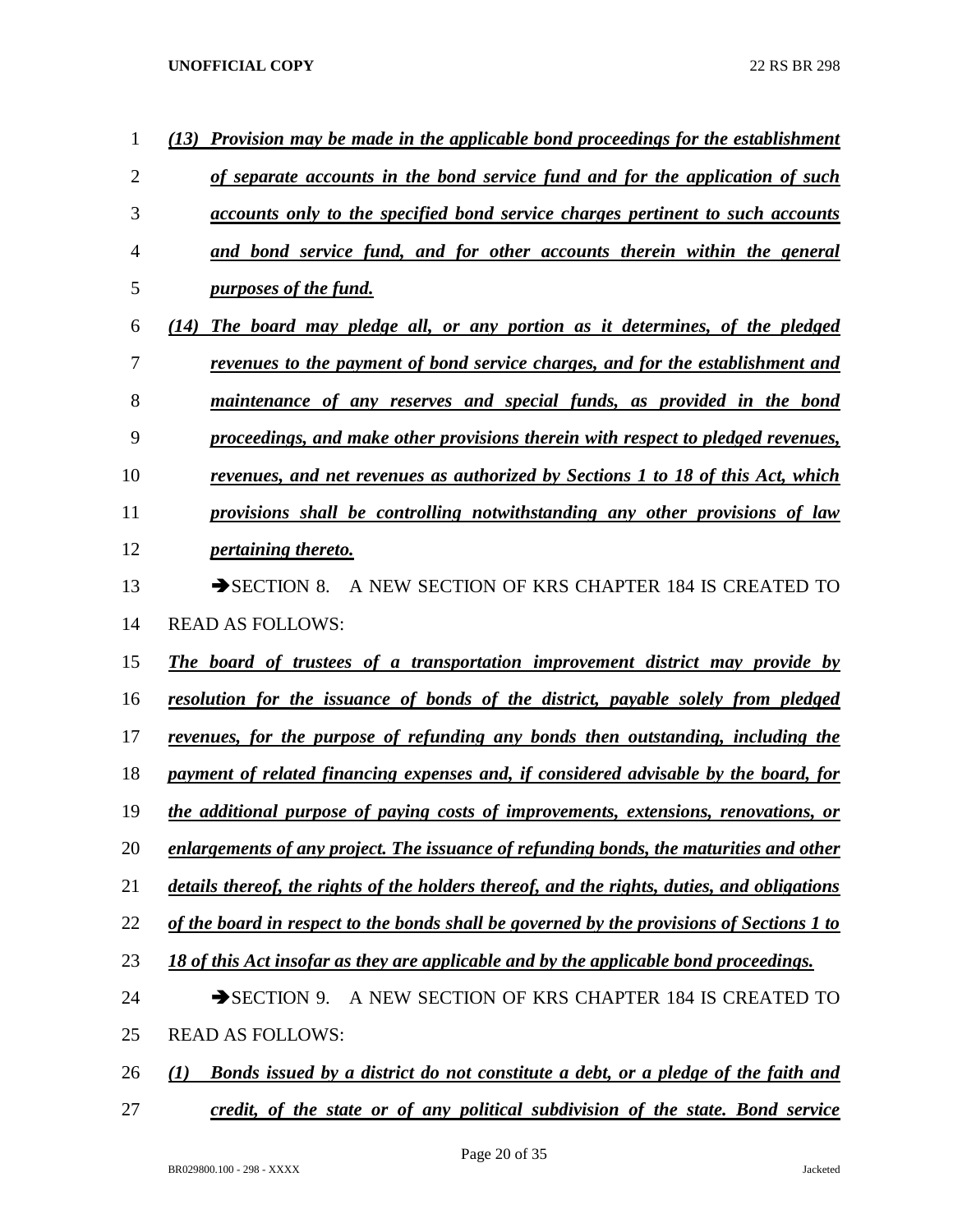***(13) Provision may be made in the applicable bond proceedings for the establishment of separate accounts in the bond service fund and for the application of such accounts only to the specified bond service charges pertinent to such accounts and bond service fund, and for other accounts therein within the general purposes of the fund.***

***(14) The board may pledge all, or any portion as it determines, of the pledged revenues to the payment of bond service charges, and for the establishment and maintenance of any reserves and special funds, as provided in the bond proceedings, and make other provisions therein with respect to pledged revenues, revenues, and net revenues as authorized by Sections 1 to 18 of this Act, which provisions shall be controlling notwithstanding any other provisions of law pertaining thereto.***

➔SECTION 8. A NEW SECTION OF KRS CHAPTER 184 IS CREATED TO READ AS FOLLOWS:

***The board of trustees of a transportation improvement district may provide by resolution for the issuance of bonds of the district, payable solely from pledged revenues, for the purpose of refunding any bonds then outstanding, including the payment of related financing expenses and, if considered advisable by the board, for the additional purpose of paying costs of improvements, extensions, renovations, or enlargements of any project. The issuance of refunding bonds, the maturities and other details thereof, the rights of the holders thereof, and the rights, duties, and obligations of the board in respect to the bonds shall be governed by the provisions of Sections 1 to 18 of this Act insofar as they are applicable and by the applicable bond proceedings.***

➔SECTION 9. A NEW SECTION OF KRS CHAPTER 184 IS CREATED TO READ AS FOLLOWS:

***(1) Bonds issued by a district do not constitute a debt, or a pledge of the faith and credit, of the state or of any political subdivision of the state. Bond service***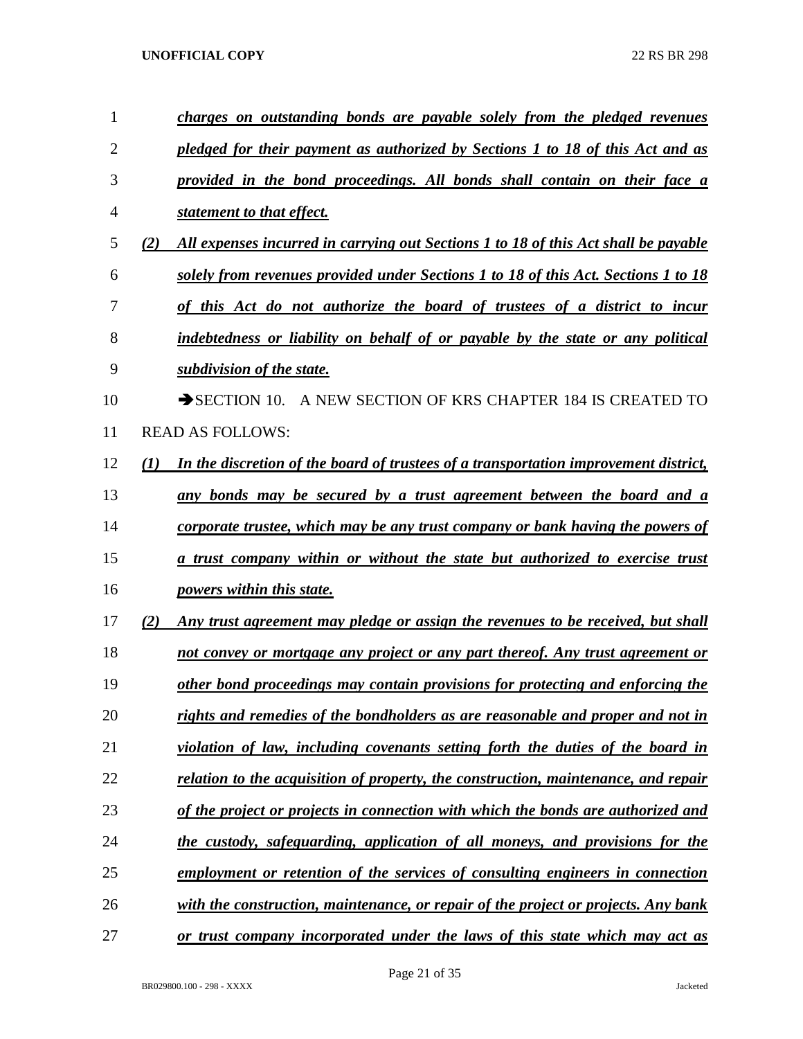*charges on outstanding bonds are payable solely from the pledged revenues pledged for their payment as authorized by Sections 1 to 18 of this Act and as provided in the bond proceedings. All bonds shall contain on their face a statement to that effect.*

*(2) All expenses incurred in carrying out Sections 1 to 18 of this Act shall be payable solely from revenues provided under Sections 1 to 18 of this Act. Sections 1 to 18 of this Act do not authorize the board of trustees of a district to incur indebtedness or liability on behalf of or payable by the state or any political subdivision of the state.*

➔SECTION 10. A NEW SECTION OF KRS CHAPTER 184 IS CREATED TO READ AS FOLLOWS:

*(1) In the discretion of the board of trustees of a transportation improvement district, any bonds may be secured by a trust agreement between the board and a corporate trustee, which may be any trust company or bank having the powers of a trust company within or without the state but authorized to exercise trust powers within this state.*

*(2) Any trust agreement may pledge or assign the revenues to be received, but shall not convey or mortgage any project or any part thereof. Any trust agreement or other bond proceedings may contain provisions for protecting and enforcing the rights and remedies of the bondholders as are reasonable and proper and not in violation of law, including covenants setting forth the duties of the board in relation to the acquisition of property, the construction, maintenance, and repair of the project or projects in connection with which the bonds are authorized and the custody, safeguarding, application of all moneys, and provisions for the employment or retention of the services of consulting engineers in connection with the construction, maintenance, or repair of the project or projects. Any bank or trust company incorporated under the laws of this state which may act as*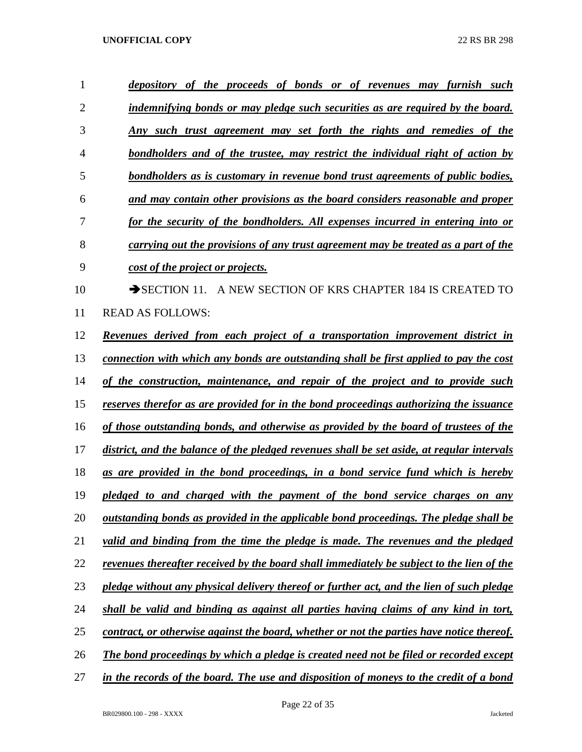***depository of the proceeds of bonds or of revenues may furnish such indemnifying bonds or may pledge such securities as are required by the board. Any such trust agreement may set forth the rights and remedies of the bondholders and of the trustee, may restrict the individual right of action by bondholders as is customary in revenue bond trust agreements of public bodies, and may contain other provisions as the board considers reasonable and proper for the security of the bondholders. All expenses incurred in entering into or carrying out the provisions of any trust agreement may be treated as a part of the cost of the project or projects.***

➔SECTION 11. A NEW SECTION OF KRS CHAPTER 184 IS CREATED TO READ AS FOLLOWS:

***Revenues derived from each project of a transportation improvement district in connection with which any bonds are outstanding shall be first applied to pay the cost of the construction, maintenance, and repair of the project and to provide such reserves therefor as are provided for in the bond proceedings authorizing the issuance of those outstanding bonds, and otherwise as provided by the board of trustees of the district, and the balance of the pledged revenues shall be set aside, at regular intervals as are provided in the bond proceedings, in a bond service fund which is hereby pledged to and charged with the payment of the bond service charges on any outstanding bonds as provided in the applicable bond proceedings. The pledge shall be valid and binding from the time the pledge is made. The revenues and the pledged revenues thereafter received by the board shall immediately be subject to the lien of the pledge without any physical delivery thereof or further act, and the lien of such pledge shall be valid and binding as against all parties having claims of any kind in tort, contract, or otherwise against the board, whether or not the parties have notice thereof. The bond proceedings by which a pledge is created need not be filed or recorded except in the records of the board. The use and disposition of moneys to the credit of a bond***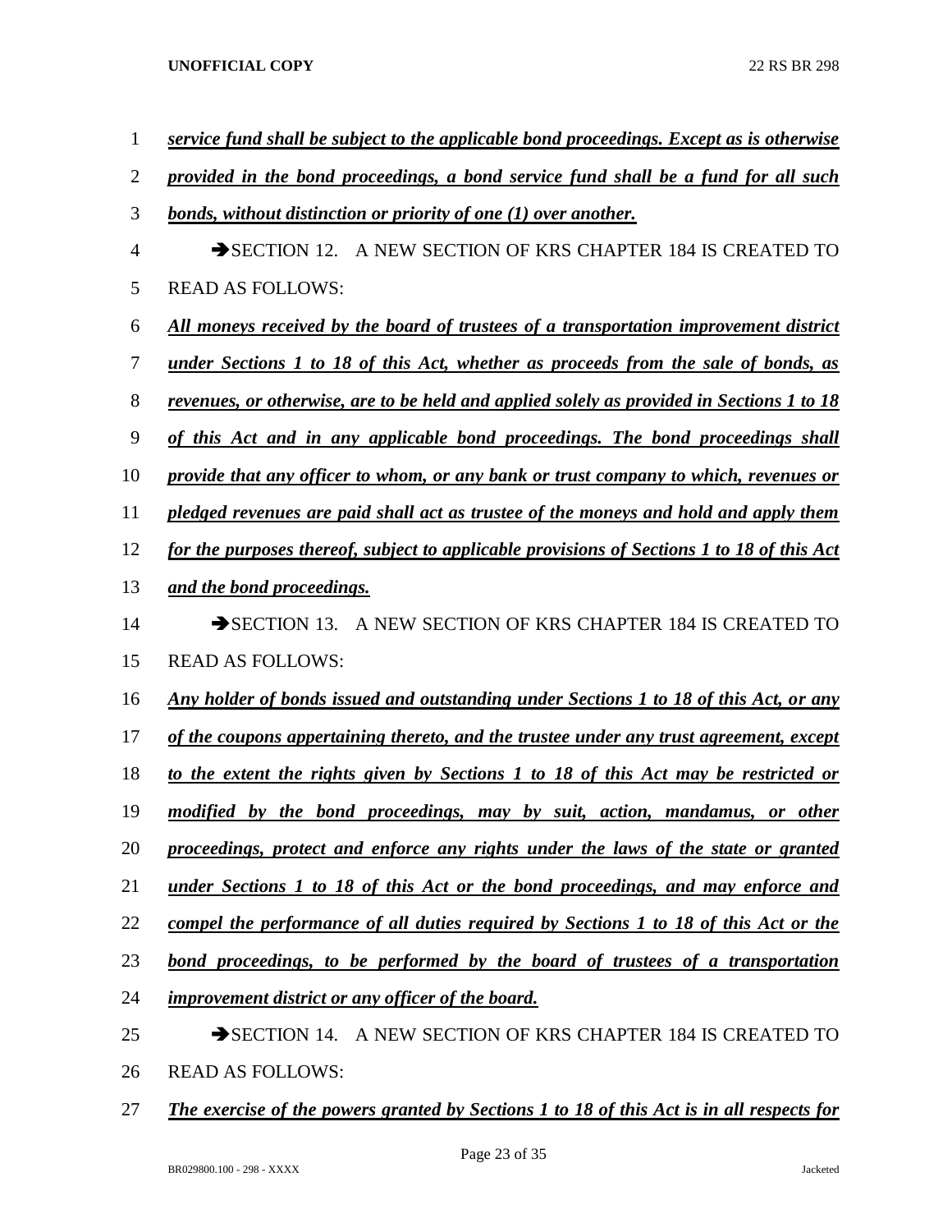***service fund shall be subject to the applicable bond proceedings. Except as is otherwise provided in the bond proceedings, a bond service fund shall be a fund for all such bonds, without distinction or priority of one (1) over another.***

➔SECTION 12. A NEW SECTION OF KRS CHAPTER 184 IS CREATED TO READ AS FOLLOWS:

***All moneys received by the board of trustees of a transportation improvement district under Sections 1 to 18 of this Act, whether as proceeds from the sale of bonds, as revenues, or otherwise, are to be held and applied solely as provided in Sections 1 to 18 of this Act and in any applicable bond proceedings. The bond proceedings shall provide that any officer to whom, or any bank or trust company to which, revenues or pledged revenues are paid shall act as trustee of the moneys and hold and apply them for the purposes thereof, subject to applicable provisions of Sections 1 to 18 of this Act and the bond proceedings.***

➔SECTION 13. A NEW SECTION OF KRS CHAPTER 184 IS CREATED TO READ AS FOLLOWS:

***Any holder of bonds issued and outstanding under Sections 1 to 18 of this Act, or any of the coupons appertaining thereto, and the trustee under any trust agreement, except to the extent the rights given by Sections 1 to 18 of this Act may be restricted or modified by the bond proceedings, may by suit, action, mandamus, or other proceedings, protect and enforce any rights under the laws of the state or granted under Sections 1 to 18 of this Act or the bond proceedings, and may enforce and compel the performance of all duties required by Sections 1 to 18 of this Act or the bond proceedings, to be performed by the board of trustees of a transportation improvement district or any officer of the board.***

➔SECTION 14. A NEW SECTION OF KRS CHAPTER 184 IS CREATED TO READ AS FOLLOWS:

***The exercise of the powers granted by Sections 1 to 18 of this Act is in all respects for***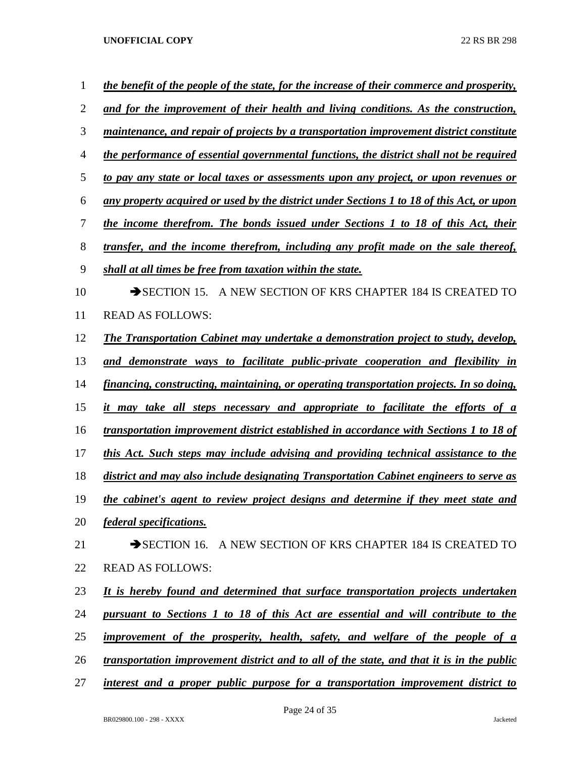***the benefit of the people of the state, for the increase of their commerce and prosperity, and for the improvement of their health and living conditions. As the construction, maintenance, and repair of projects by a transportation improvement district constitute the performance of essential governmental functions, the district shall not be required to pay any state or local taxes or assessments upon any project, or upon revenues or any property acquired or used by the district under Sections 1 to 18 of this Act, or upon the income therefrom. The bonds issued under Sections 1 to 18 of this Act, their transfer, and the income therefrom, including any profit made on the sale thereof, shall at all times be free from taxation within the state.***

➔SECTION 15. A NEW SECTION OF KRS CHAPTER 184 IS CREATED TO READ AS FOLLOWS:

***The Transportation Cabinet may undertake a demonstration project to study, develop, and demonstrate ways to facilitate public-private cooperation and flexibility in financing, constructing, maintaining, or operating transportation projects. In so doing, it may take all steps necessary and appropriate to facilitate the efforts of a transportation improvement district established in accordance with Sections 1 to 18 of this Act. Such steps may include advising and providing technical assistance to the district and may also include designating Transportation Cabinet engineers to serve as the cabinet's agent to review project designs and determine if they meet state and federal specifications.***

➔SECTION 16. A NEW SECTION OF KRS CHAPTER 184 IS CREATED TO READ AS FOLLOWS:

***It is hereby found and determined that surface transportation projects undertaken pursuant to Sections 1 to 18 of this Act are essential and will contribute to the improvement of the prosperity, health, safety, and welfare of the people of a transportation improvement district and to all of the state, and that it is in the public interest and a proper public purpose for a transportation improvement district to***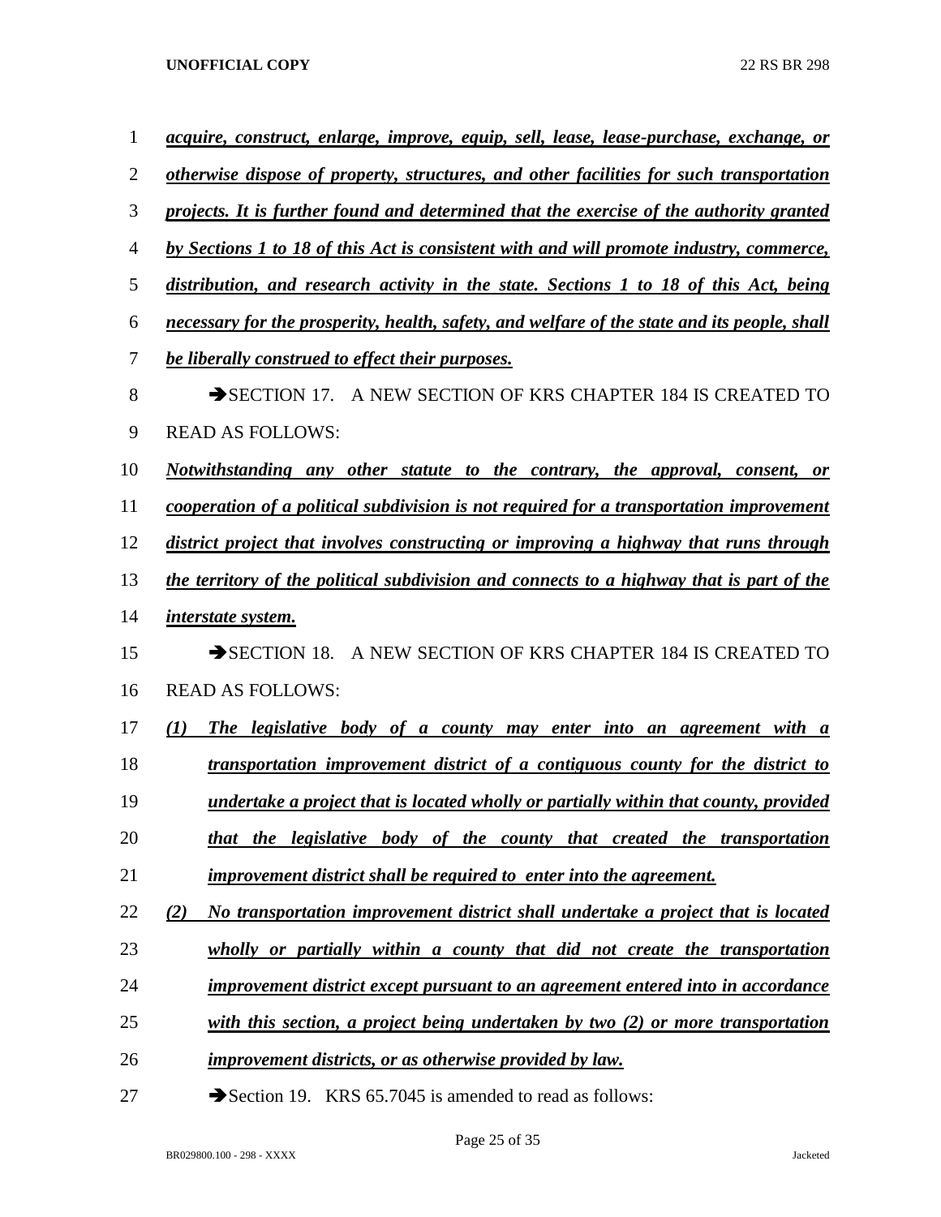***acquire, construct, enlarge, improve, equip, sell, lease, lease-purchase, exchange, or otherwise dispose of property, structures, and other facilities for such transportation projects. It is further found and determined that the exercise of the authority granted by Sections 1 to 18 of this Act is consistent with and will promote industry, commerce, distribution, and research activity in the state. Sections 1 to 18 of this Act, being necessary for the prosperity, health, safety, and welfare of the state and its people, shall be liberally construed to effect their purposes.***

➔SECTION 17. A NEW SECTION OF KRS CHAPTER 184 IS CREATED TO READ AS FOLLOWS:

***Notwithstanding any other statute to the contrary, the approval, consent, or cooperation of a political subdivision is not required for a transportation improvement district project that involves constructing or improving a highway that runs through the territory of the political subdivision and connects to a highway that is part of the interstate system.***

➔SECTION 18. A NEW SECTION OF KRS CHAPTER 184 IS CREATED TO READ AS FOLLOWS:

***(1) The legislative body of a county may enter into an agreement with a transportation improvement district of a contiguous county for the district to undertake a project that is located wholly or partially within that county, provided that the legislative body of the county that created the transportation improvement district shall be required to enter into the agreement.***

***(2) No transportation improvement district shall undertake a project that is located wholly or partially within a county that did not create the transportation improvement district except pursuant to an agreement entered into in accordance with this section, a project being undertaken by two (2) or more transportation improvement districts, or as otherwise provided by law.***

➔Section 19. KRS 65.7045 is amended to read as follows: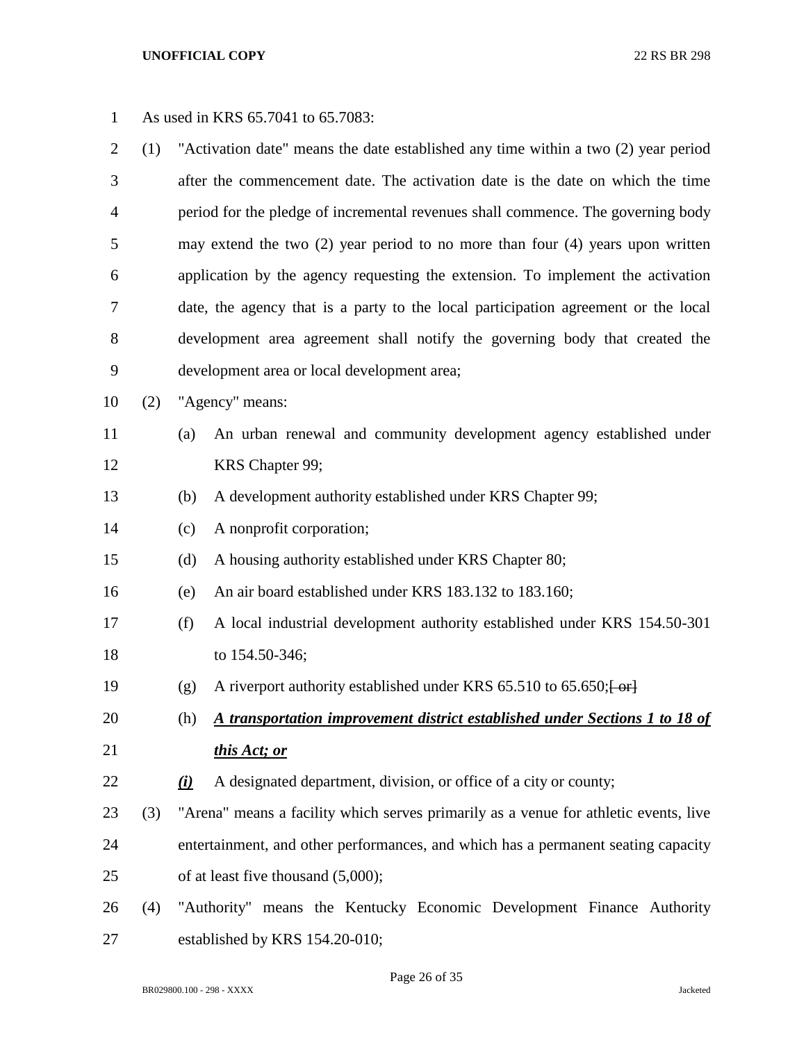As used in KRS 65.7041 to 65.7083:

(1) "Activation date" means the date established any time within a two (2) year period after the commencement date. The activation date is the date on which the time period for the pledge of incremental revenues shall commence. The governing body may extend the two (2) year period to no more than four (4) years upon written application by the agency requesting the extension. To implement the activation date, the agency that is a party to the local participation agreement or the local development area agreement shall notify the governing body that created the development area or local development area;

(2) "Agency" means:

(a) An urban renewal and community development agency established under KRS Chapter 99;

(b) A development authority established under KRS Chapter 99;

(c) A nonprofit corporation;

(d) A housing authority established under KRS Chapter 80;

(e) An air board established under KRS 183.132 to 183.160;

(f) A local industrial development authority established under KRS 154.50-301 to 154.50-346;

(g) A riverport authority established under KRS 65.510 to 65.650;~~[ or]~~

(h) ***A transportation improvement district established under Sections 1 to 18 of this Act; or***

***(i)*** A designated department, division, or office of a city or county;

(3) "Arena" means a facility which serves primarily as a venue for athletic events, live entertainment, and other performances, and which has a permanent seating capacity of at least five thousand (5,000);

(4) "Authority" means the Kentucky Economic Development Finance Authority established by KRS 154.20-010;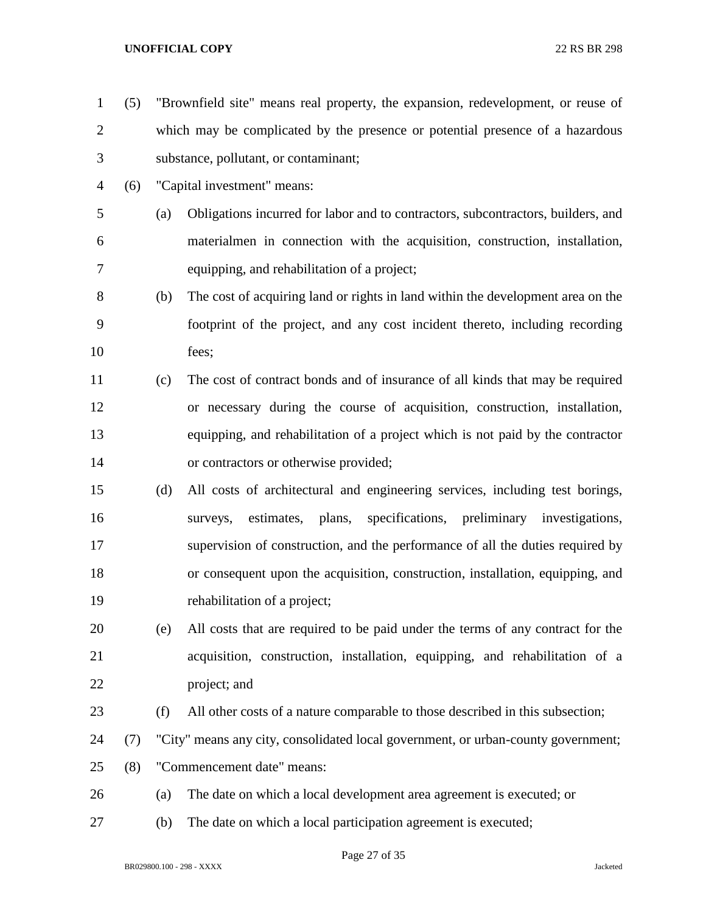(5) "Brownfield site" means real property, the expansion, redevelopment, or reuse of which may be complicated by the presence or potential presence of a hazardous substance, pollutant, or contaminant;

(6) "Capital investment" means:

(a) Obligations incurred for labor and to contractors, subcontractors, builders, and materialmen in connection with the acquisition, construction, installation, equipping, and rehabilitation of a project;

(b) The cost of acquiring land or rights in land within the development area on the footprint of the project, and any cost incident thereto, including recording fees;

(c) The cost of contract bonds and of insurance of all kinds that may be required or necessary during the course of acquisition, construction, installation, equipping, and rehabilitation of a project which is not paid by the contractor or contractors or otherwise provided;

(d) All costs of architectural and engineering services, including test borings, surveys, estimates, plans, specifications, preliminary investigations, supervision of construction, and the performance of all the duties required by or consequent upon the acquisition, construction, installation, equipping, and rehabilitation of a project;

(e) All costs that are required to be paid under the terms of any contract for the acquisition, construction, installation, equipping, and rehabilitation of a project; and

(f) All other costs of a nature comparable to those described in this subsection;

(7) "City" means any city, consolidated local government, or urban-county government;

(8) "Commencement date" means:

(a) The date on which a local development area agreement is executed; or

(b) The date on which a local participation agreement is executed;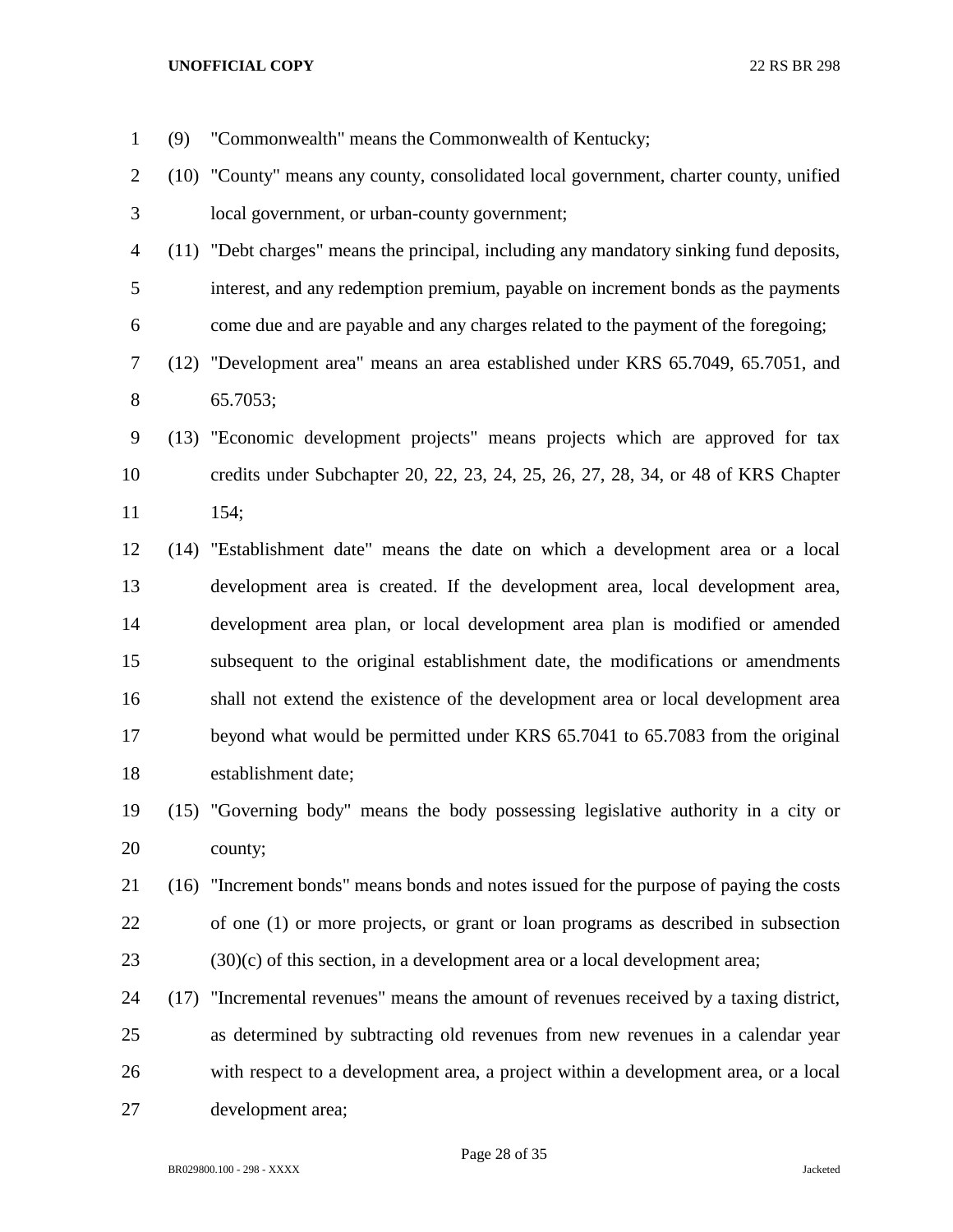(9) "Commonwealth" means the Commonwealth of Kentucky;

(10) "County" means any county, consolidated local government, charter county, unified local government, or urban-county government;

(11) "Debt charges" means the principal, including any mandatory sinking fund deposits, interest, and any redemption premium, payable on increment bonds as the payments come due and are payable and any charges related to the payment of the foregoing;

(12) "Development area" means an area established under KRS 65.7049, 65.7051, and 65.7053;

(13) "Economic development projects" means projects which are approved for tax credits under Subchapter 20, 22, 23, 24, 25, 26, 27, 28, 34, or 48 of KRS Chapter 154;

(14) "Establishment date" means the date on which a development area or a local development area is created. If the development area, local development area, development area plan, or local development area plan is modified or amended subsequent to the original establishment date, the modifications or amendments shall not extend the existence of the development area or local development area beyond what would be permitted under KRS 65.7041 to 65.7083 from the original establishment date;

(15) "Governing body" means the body possessing legislative authority in a city or county;

(16) "Increment bonds" means bonds and notes issued for the purpose of paying the costs of one (1) or more projects, or grant or loan programs as described in subsection (30)(c) of this section, in a development area or a local development area;

(17) "Incremental revenues" means the amount of revenues received by a taxing district, as determined by subtracting old revenues from new revenues in a calendar year with respect to a development area, a project within a development area, or a local development area;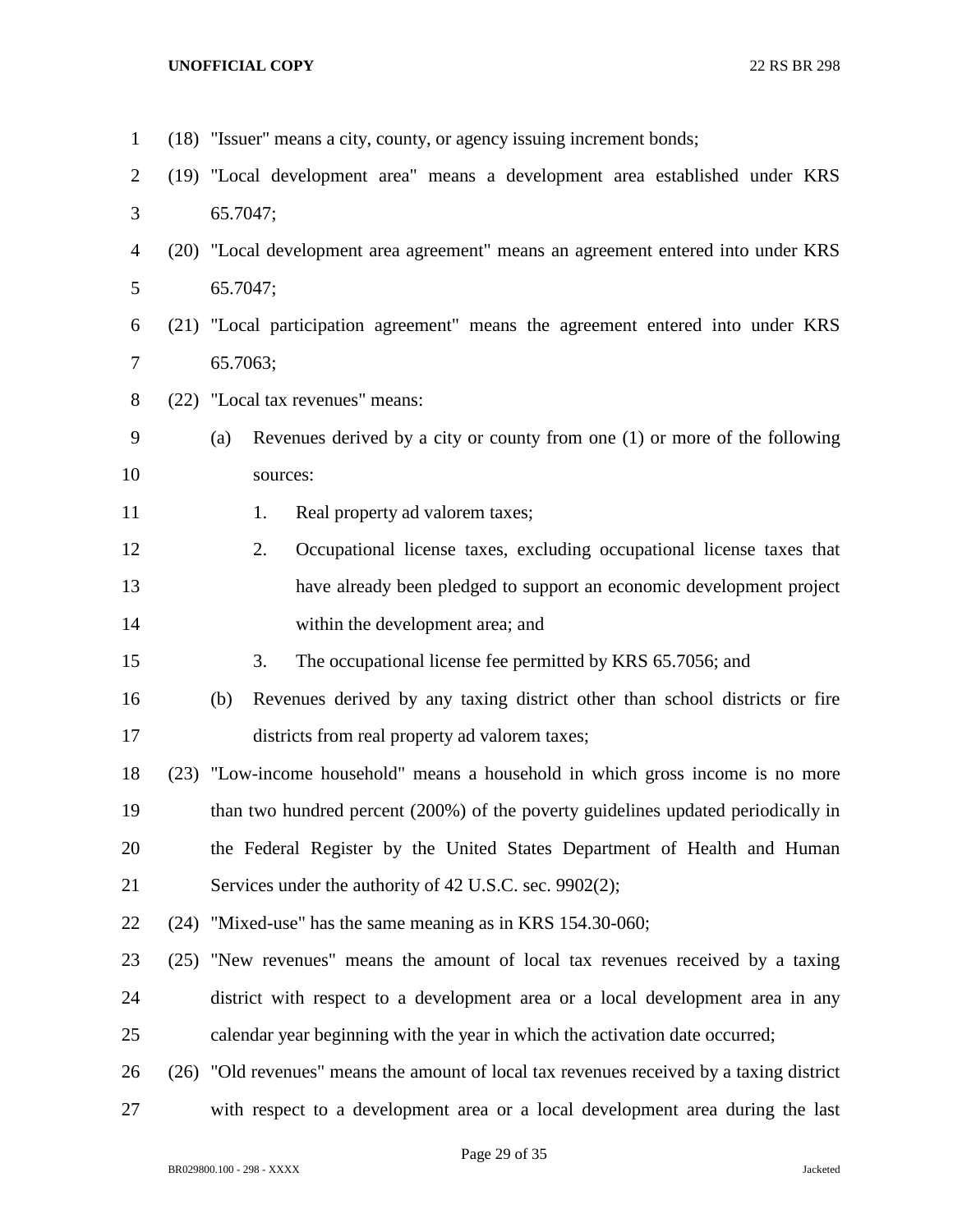(18) "Issuer" means a city, county, or agency issuing increment bonds;

(19) "Local development area" means a development area established under KRS 65.7047;

(20) "Local development area agreement" means an agreement entered into under KRS 65.7047;

(21) "Local participation agreement" means the agreement entered into under KRS 65.7063;

(22) "Local tax revenues" means:

(a) Revenues derived by a city or county from one (1) or more of the following sources:

1. Real property ad valorem taxes;

2. Occupational license taxes, excluding occupational license taxes that have already been pledged to support an economic development project within the development area; and

3. The occupational license fee permitted by KRS 65.7056; and

(b) Revenues derived by any taxing district other than school districts or fire districts from real property ad valorem taxes;

(23) "Low-income household" means a household in which gross income is no more than two hundred percent (200%) of the poverty guidelines updated periodically in the Federal Register by the United States Department of Health and Human Services under the authority of 42 U.S.C. sec. 9902(2);

(24) "Mixed-use" has the same meaning as in KRS 154.30-060;

(25) "New revenues" means the amount of local tax revenues received by a taxing district with respect to a development area or a local development area in any calendar year beginning with the year in which the activation date occurred;

(26) "Old revenues" means the amount of local tax revenues received by a taxing district with respect to a development area or a local development area during the last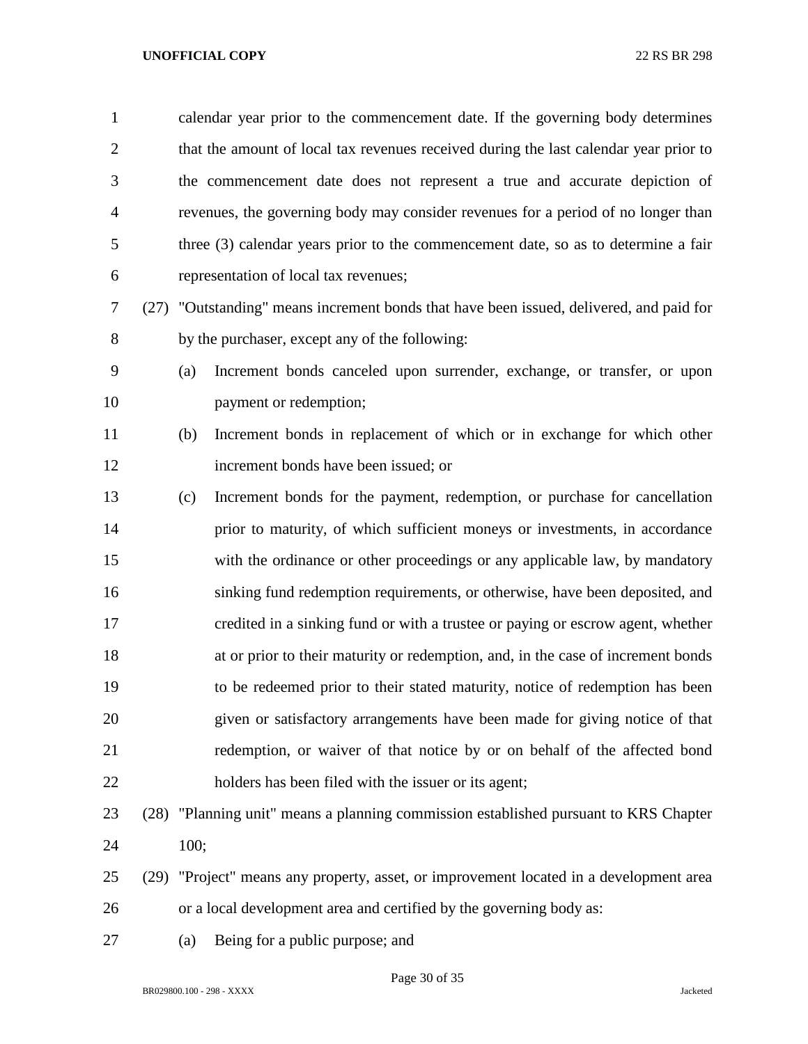calendar year prior to the commencement date. If the governing body determines that the amount of local tax revenues received during the last calendar year prior to the commencement date does not represent a true and accurate depiction of revenues, the governing body may consider revenues for a period of no longer than three (3) calendar years prior to the commencement date, so as to determine a fair representation of local tax revenues;

(27) "Outstanding" means increment bonds that have been issued, delivered, and paid for by the purchaser, except any of the following:

(a) Increment bonds canceled upon surrender, exchange, or transfer, or upon payment or redemption;

(b) Increment bonds in replacement of which or in exchange for which other increment bonds have been issued; or

(c) Increment bonds for the payment, redemption, or purchase for cancellation prior to maturity, of which sufficient moneys or investments, in accordance with the ordinance or other proceedings or any applicable law, by mandatory sinking fund redemption requirements, or otherwise, have been deposited, and credited in a sinking fund or with a trustee or paying or escrow agent, whether at or prior to their maturity or redemption, and, in the case of increment bonds to be redeemed prior to their stated maturity, notice of redemption has been given or satisfactory arrangements have been made for giving notice of that redemption, or waiver of that notice by or on behalf of the affected bond holders has been filed with the issuer or its agent;

(28) "Planning unit" means a planning commission established pursuant to KRS Chapter 100;

(29) "Project" means any property, asset, or improvement located in a development area or a local development area and certified by the governing body as:

(a) Being for a public purpose; and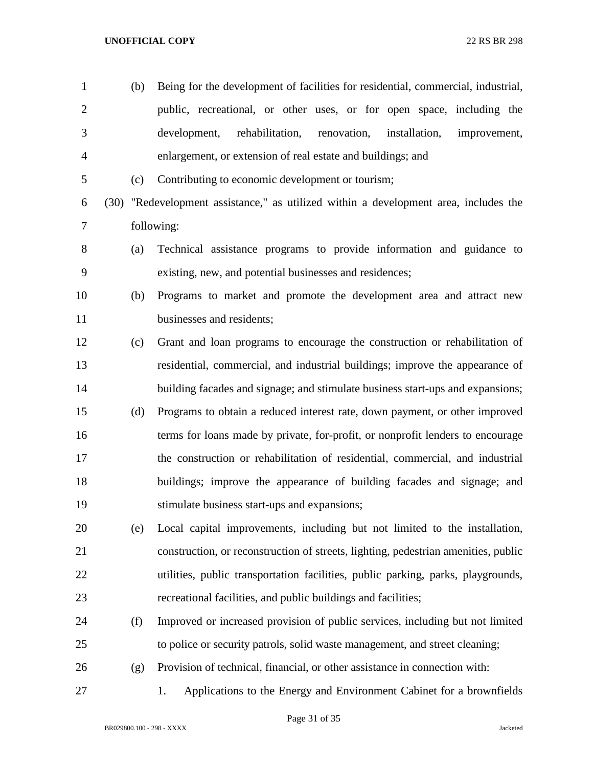(b) Being for the development of facilities for residential, commercial, industrial, public, recreational, or other uses, or for open space, including the development, rehabilitation, renovation, installation, improvement, enlargement, or extension of real estate and buildings; and

(c) Contributing to economic development or tourism;

(30) "Redevelopment assistance," as utilized within a development area, includes the following:

(a) Technical assistance programs to provide information and guidance to existing, new, and potential businesses and residences;

(b) Programs to market and promote the development area and attract new businesses and residents;

(c) Grant and loan programs to encourage the construction or rehabilitation of residential, commercial, and industrial buildings; improve the appearance of building facades and signage; and stimulate business start-ups and expansions;

(d) Programs to obtain a reduced interest rate, down payment, or other improved terms for loans made by private, for-profit, or nonprofit lenders to encourage the construction or rehabilitation of residential, commercial, and industrial buildings; improve the appearance of building facades and signage; and stimulate business start-ups and expansions;

(e) Local capital improvements, including but not limited to the installation, construction, or reconstruction of streets, lighting, pedestrian amenities, public utilities, public transportation facilities, public parking, parks, playgrounds, recreational facilities, and public buildings and facilities;

(f) Improved or increased provision of public services, including but not limited to police or security patrols, solid waste management, and street cleaning;

(g) Provision of technical, financial, or other assistance in connection with:

1. Applications to the Energy and Environment Cabinet for a brownfields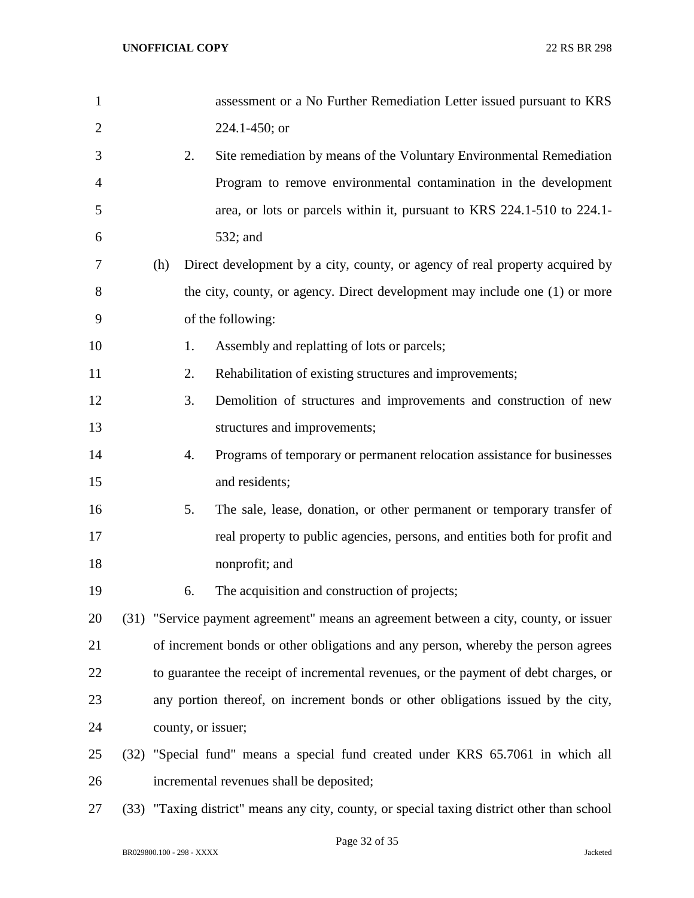assessment or a No Further Remediation Letter issued pursuant to KRS 224.1-450; or

2. Site remediation by means of the Voluntary Environmental Remediation Program to remove environmental contamination in the development area, or lots or parcels within it, pursuant to KRS 224.1-510 to 224.1-532; and

(h) Direct development by a city, county, or agency of real property acquired by the city, county, or agency. Direct development may include one (1) or more of the following:

1. Assembly and replatting of lots or parcels;
2. Rehabilitation of existing structures and improvements;
3. Demolition of structures and improvements and construction of new structures and improvements;
4. Programs of temporary or permanent relocation assistance for businesses and residents;
5. The sale, lease, donation, or other permanent or temporary transfer of real property to public agencies, persons, and entities both for profit and nonprofit; and
6. The acquisition and construction of projects;

(31) "Service payment agreement" means an agreement between a city, county, or issuer of increment bonds or other obligations and any person, whereby the person agrees to guarantee the receipt of incremental revenues, or the payment of debt charges, or any portion thereof, on increment bonds or other obligations issued by the city, county, or issuer;

(32) "Special fund" means a special fund created under KRS 65.7061 in which all incremental revenues shall be deposited;

(33) "Taxing district" means any city, county, or special taxing district other than school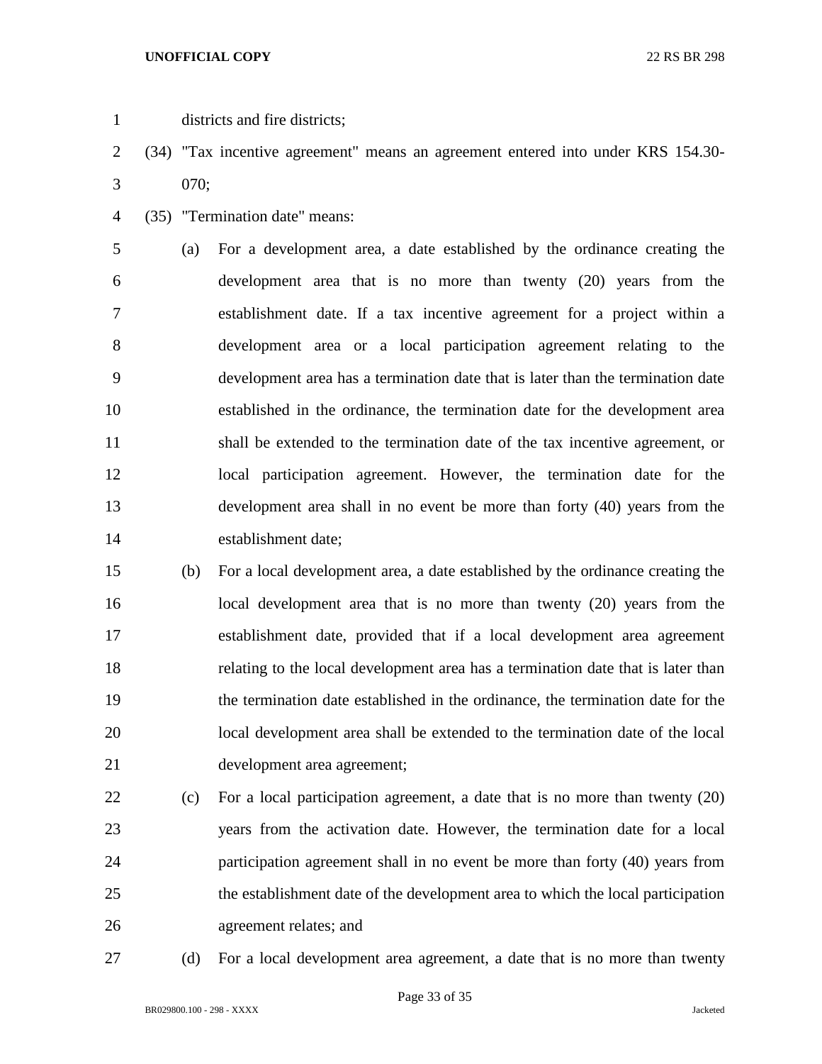districts and fire districts;

(34) "Tax incentive agreement" means an agreement entered into under KRS 154.30-070;

(35) "Termination date" means:

(a) For a development area, a date established by the ordinance creating the development area that is no more than twenty (20) years from the establishment date. If a tax incentive agreement for a project within a development area or a local participation agreement relating to the development area has a termination date that is later than the termination date established in the ordinance, the termination date for the development area shall be extended to the termination date of the tax incentive agreement, or local participation agreement. However, the termination date for the development area shall in no event be more than forty (40) years from the establishment date;

(b) For a local development area, a date established by the ordinance creating the local development area that is no more than twenty (20) years from the establishment date, provided that if a local development area agreement relating to the local development area has a termination date that is later than the termination date established in the ordinance, the termination date for the local development area shall be extended to the termination date of the local development area agreement;

(c) For a local participation agreement, a date that is no more than twenty (20) years from the activation date. However, the termination date for a local participation agreement shall in no event be more than forty (40) years from the establishment date of the development area to which the local participation agreement relates; and

(d) For a local development area agreement, a date that is no more than twenty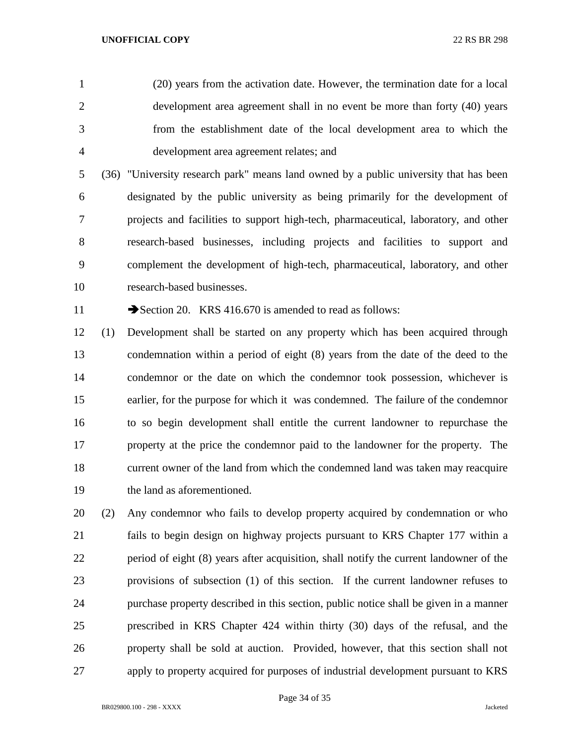(20) years from the activation date. However, the termination date for a local development area agreement shall in no event be more than forty (40) years from the establishment date of the local development area to which the development area agreement relates; and

(36) "University research park" means land owned by a public university that has been designated by the public university as being primarily for the development of projects and facilities to support high-tech, pharmaceutical, laboratory, and other research-based businesses, including projects and facilities to support and complement the development of high-tech, pharmaceutical, laboratory, and other research-based businesses.

➔Section 20. KRS 416.670 is amended to read as follows:

(1) Development shall be started on any property which has been acquired through condemnation within a period of eight (8) years from the date of the deed to the condemnor or the date on which the condemnor took possession, whichever is earlier, for the purpose for which it was condemned. The failure of the condemnor to so begin development shall entitle the current landowner to repurchase the property at the price the condemnor paid to the landowner for the property. The current owner of the land from which the condemned land was taken may reacquire the land as aforementioned.

(2) Any condemnor who fails to develop property acquired by condemnation or who fails to begin design on highway projects pursuant to KRS Chapter 177 within a period of eight (8) years after acquisition, shall notify the current landowner of the provisions of subsection (1) of this section. If the current landowner refuses to purchase property described in this section, public notice shall be given in a manner prescribed in KRS Chapter 424 within thirty (30) days of the refusal, and the property shall be sold at auction. Provided, however, that this section shall not apply to property acquired for purposes of industrial development pursuant to KRS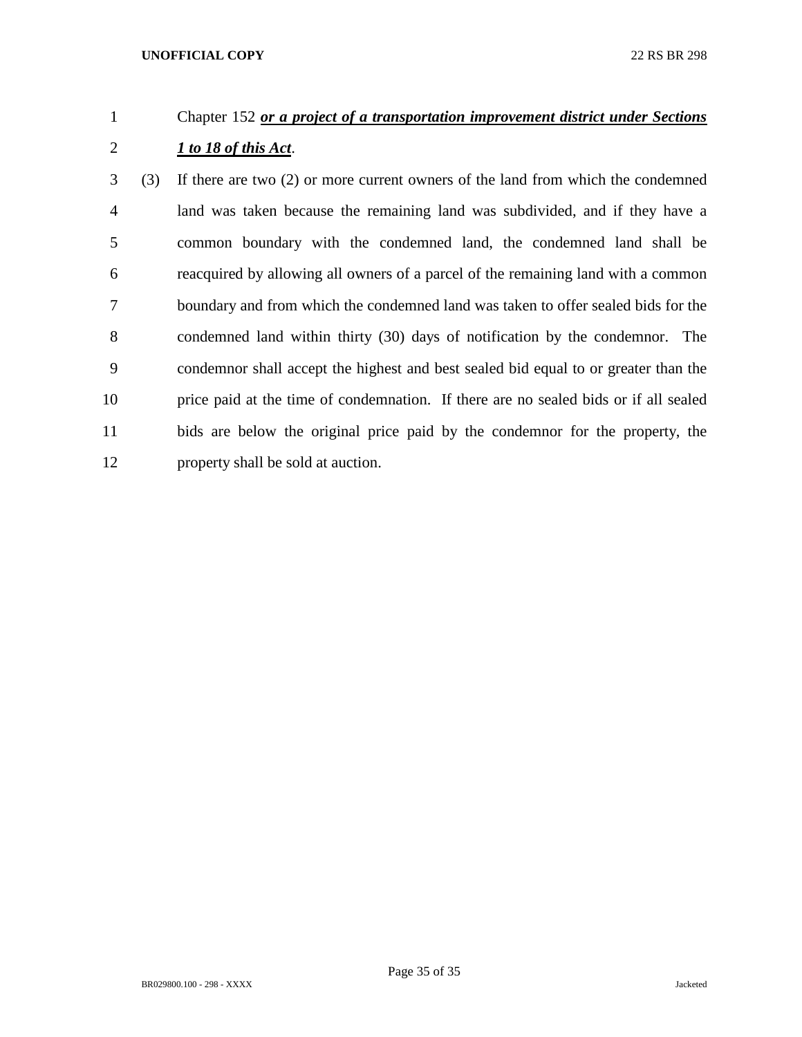Chapter 152 ***or a project of a transportation improvement district under Sections 1 to 18 of this Act***.

(3) If there are two (2) or more current owners of the land from which the condemned land was taken because the remaining land was subdivided, and if they have a common boundary with the condemned land, the condemned land shall be reacquired by allowing all owners of a parcel of the remaining land with a common boundary and from which the condemned land was taken to offer sealed bids for the condemned land within thirty (30) days of notification by the condemnor. The condemnor shall accept the highest and best sealed bid equal to or greater than the price paid at the time of condemnation. If there are no sealed bids or if all sealed bids are below the original price paid by the condemnor for the property, the property shall be sold at auction.